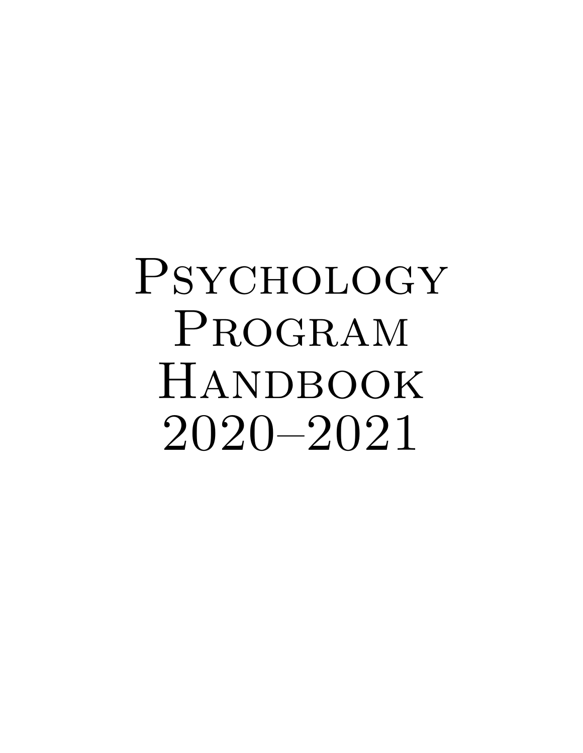# Psychology Program Handbook 2020–2021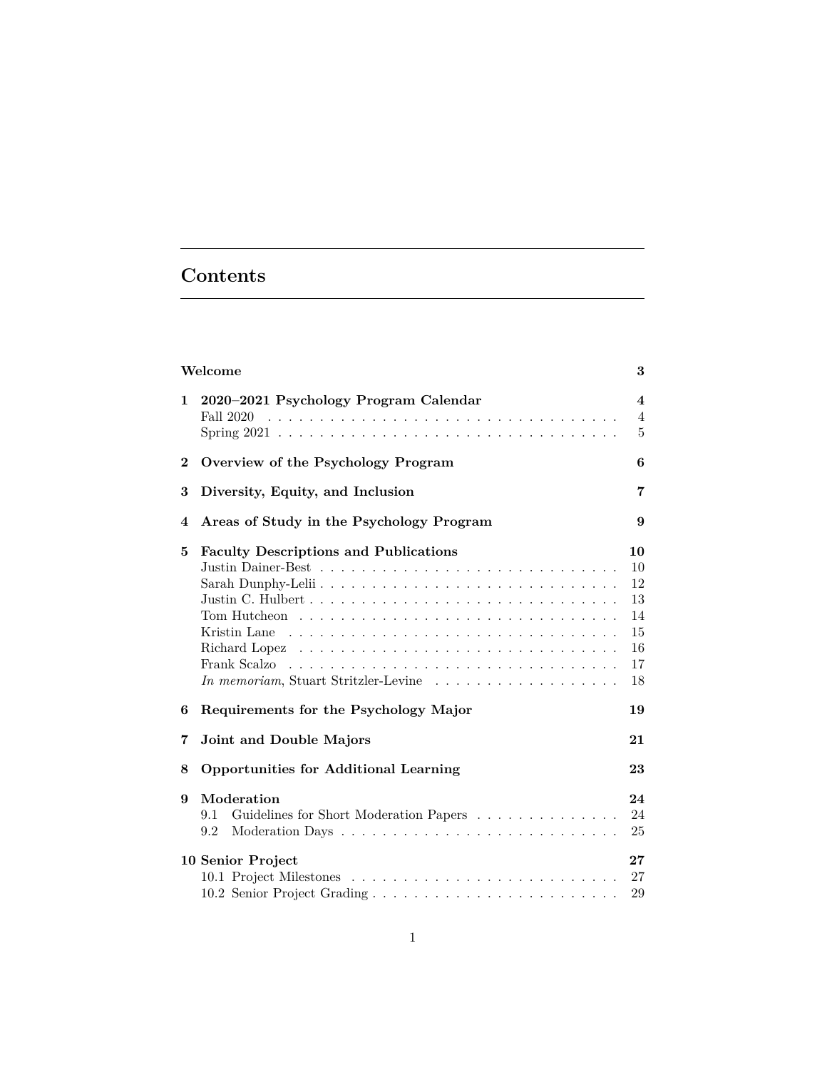# Contents

| | | |
|---|---|---|
| | **Welcome** | **3** |
| **1** | **2020–2021 Psychology Program Calendar** | **4** |
| | Fall 2020 | 4 |
| | Spring 2021 | 5 |
| **2** | **Overview of the Psychology Program** | **6** |
| **3** | **Diversity, Equity, and Inclusion** | **7** |
| **4** | **Areas of Study in the Psychology Program** | **9** |
| **5** | **Faculty Descriptions and Publications** | **10** |
| | Justin Dainer-Best | 10 |
| | Sarah Dunphy-Lelii | 12 |
| | Justin C. Hulbert | 13 |
| | Tom Hutcheon | 14 |
| | Kristin Lane | 15 |
| | Richard Lopez | 16 |
| | Frank Scalzo | 17 |
| | *In memoriam*, Stuart Stritzler-Levine | 18 |
| **6** | **Requirements for the Psychology Major** | **19** |
| **7** | **Joint and Double Majors** | **21** |
| **8** | **Opportunities for Additional Learning** | **23** |
| **9** | **Moderation** | **24** |
| | 9.1 Guidelines for Short Moderation Papers | 24 |
| | 9.2 Moderation Days | 25 |
| **10** | **Senior Project** | **27** |
| | 10.1 Project Milestones | 27 |
| | 10.2 Senior Project Grading | 29 |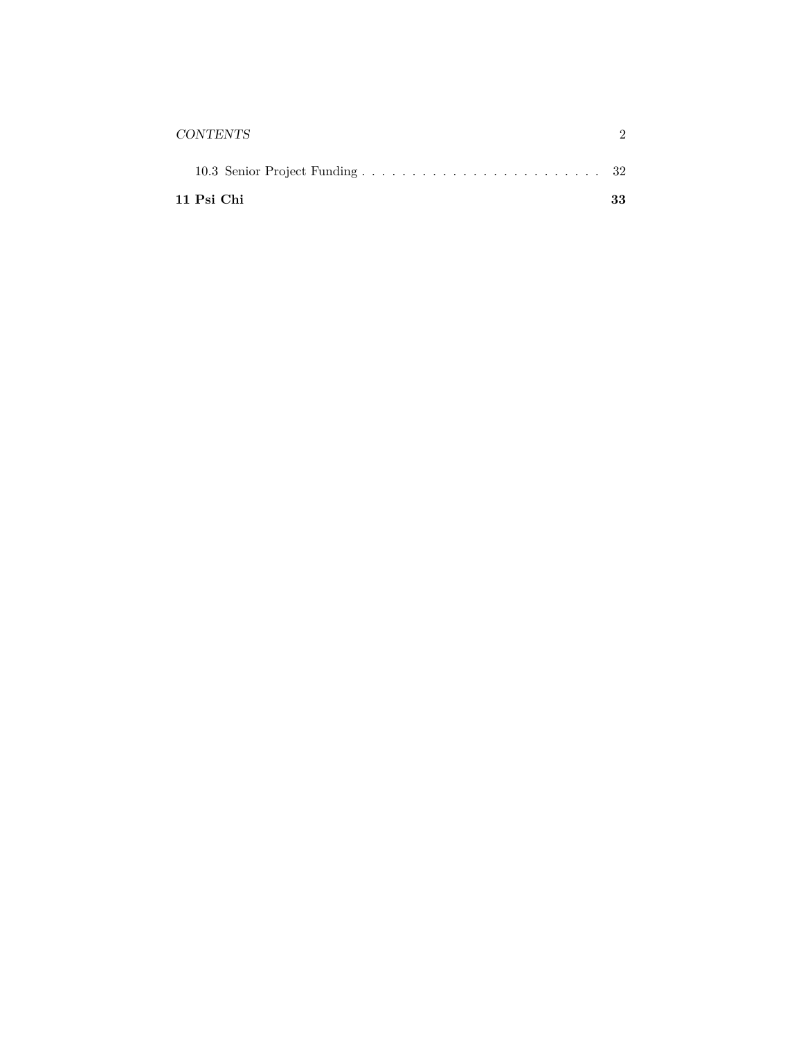10.3 Senior Project Funding . . . . . . . . . . . . . . . . . . . . . . . . 32

**11 Psi Chi** **33**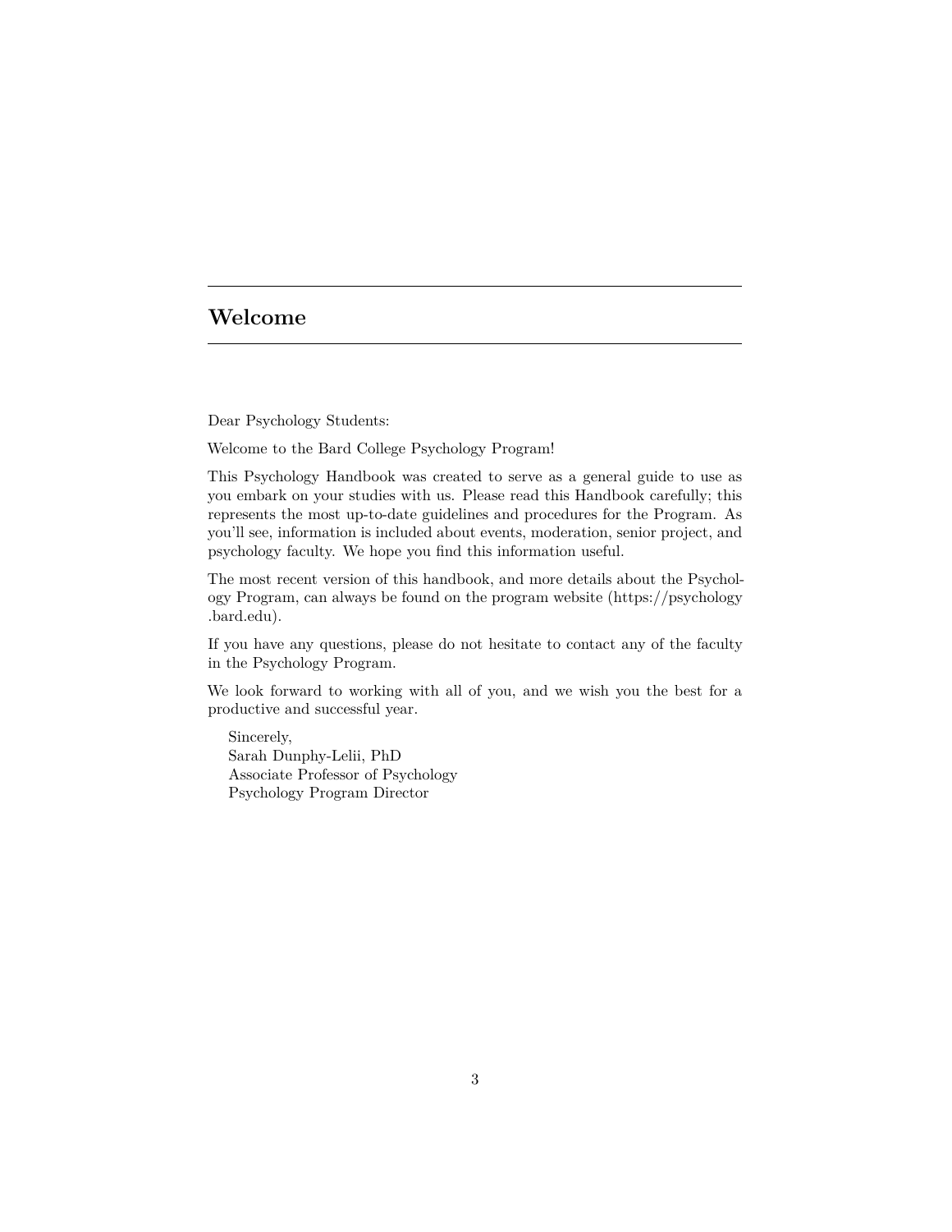# Welcome

Dear Psychology Students:

Welcome to the Bard College Psychology Program!

This Psychology Handbook was created to serve as a general guide to use as you embark on your studies with us. Please read this Handbook carefully; this represents the most up-to-date guidelines and procedures for the Program. As you'll see, information is included about events, moderation, senior project, and psychology faculty. We hope you find this information useful.

The most recent version of this handbook, and more details about the Psychology Program, can always be found on the program website (https://psychology.bard.edu).

If you have any questions, please do not hesitate to contact any of the faculty in the Psychology Program.

We look forward to working with all of you, and we wish you the best for a productive and successful year.

Sincerely,
Sarah Dunphy-Lelii, PhD
Associate Professor of Psychology
Psychology Program Director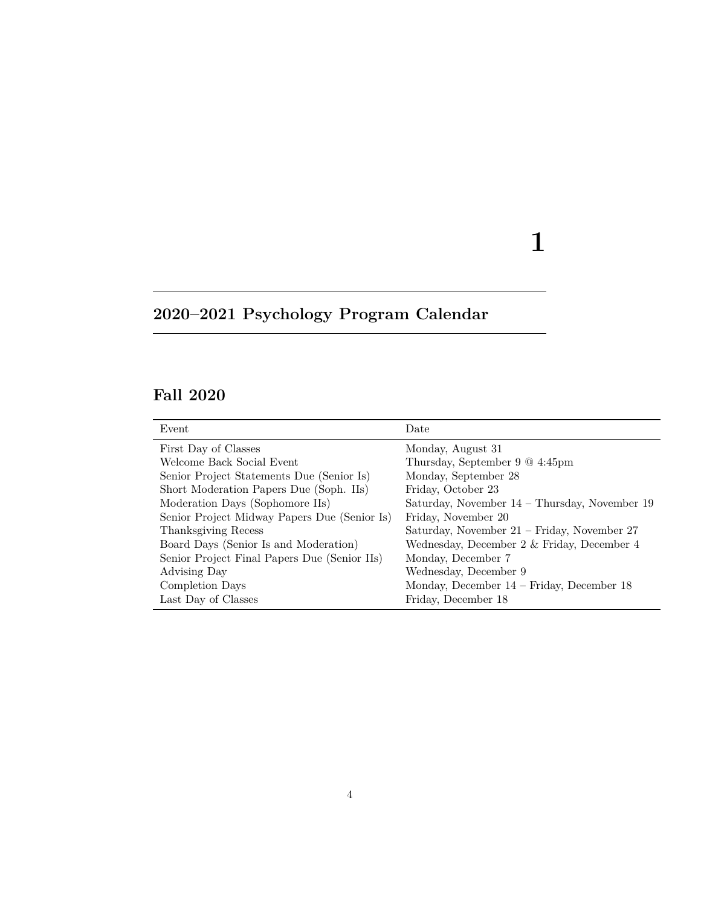# 1

# 2020–2021 Psychology Program Calendar

## Fall 2020

| Event | Date |
| --- | --- |
| First Day of Classes | Monday, August 31 |
| Welcome Back Social Event | Thursday, September 9 @ 4:45pm |
| Senior Project Statements Due (Senior Is) | Monday, September 28 |
| Short Moderation Papers Due (Soph. IIs) | Friday, October 23 |
| Moderation Days (Sophomore IIs) | Saturday, November 14 – Thursday, November 19 |
| Senior Project Midway Papers Due (Senior Is) | Friday, November 20 |
| Thanksgiving Recess | Saturday, November 21 – Friday, November 27 |
| Board Days (Senior Is and Moderation) | Wednesday, December 2 & Friday, December 4 |
| Senior Project Final Papers Due (Senior IIs) | Monday, December 7 |
| Advising Day | Wednesday, December 9 |
| Completion Days | Monday, December 14 – Friday, December 18 |
| Last Day of Classes | Friday, December 18 |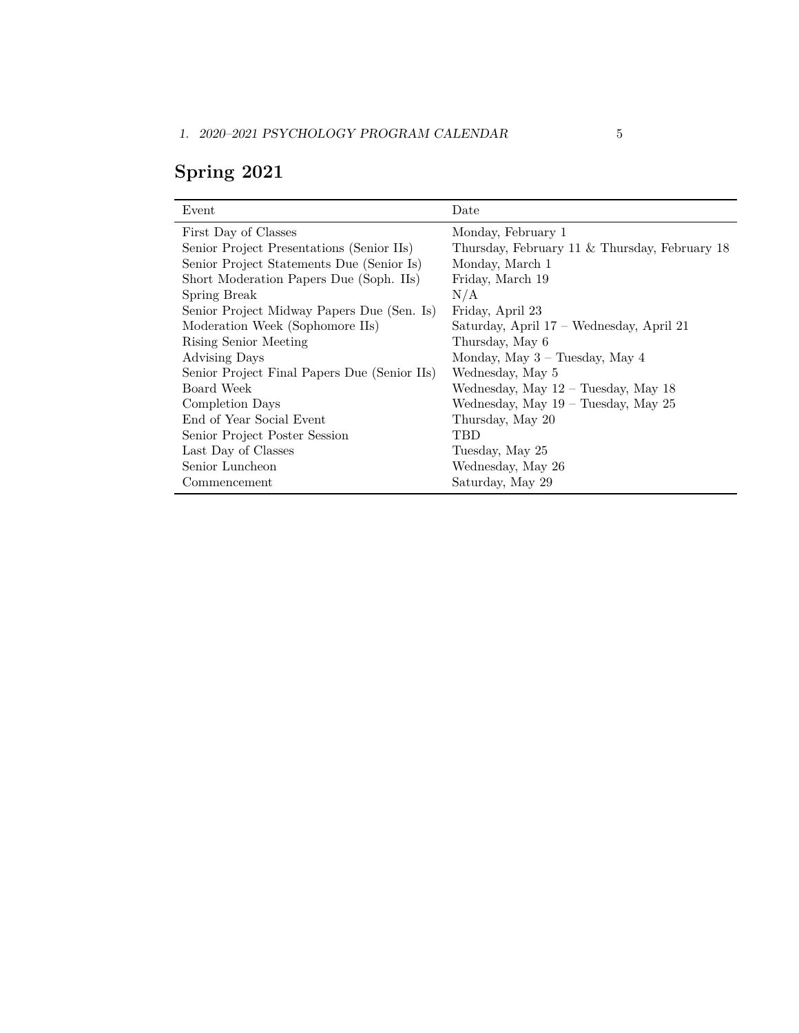## Spring 2021

| Event | Date |
| --- | --- |
| First Day of Classes | Monday, February 1 |
| Senior Project Presentations (Senior IIs) | Thursday, February 11 & Thursday, February 18 |
| Senior Project Statements Due (Senior Is) | Monday, March 1 |
| Short Moderation Papers Due (Soph. IIs) | Friday, March 19 |
| Spring Break | N/A |
| Senior Project Midway Papers Due (Sen. Is) | Friday, April 23 |
| Moderation Week (Sophomore IIs) | Saturday, April 17 – Wednesday, April 21 |
| Rising Senior Meeting | Thursday, May 6 |
| Advising Days | Monday, May 3 – Tuesday, May 4 |
| Senior Project Final Papers Due (Senior IIs) | Wednesday, May 5 |
| Board Week | Wednesday, May 12 – Tuesday, May 18 |
| Completion Days | Wednesday, May 19 – Tuesday, May 25 |
| End of Year Social Event | Thursday, May 20 |
| Senior Project Poster Session | TBD |
| Last Day of Classes | Tuesday, May 25 |
| Senior Luncheon | Wednesday, May 26 |
| Commencement | Saturday, May 29 |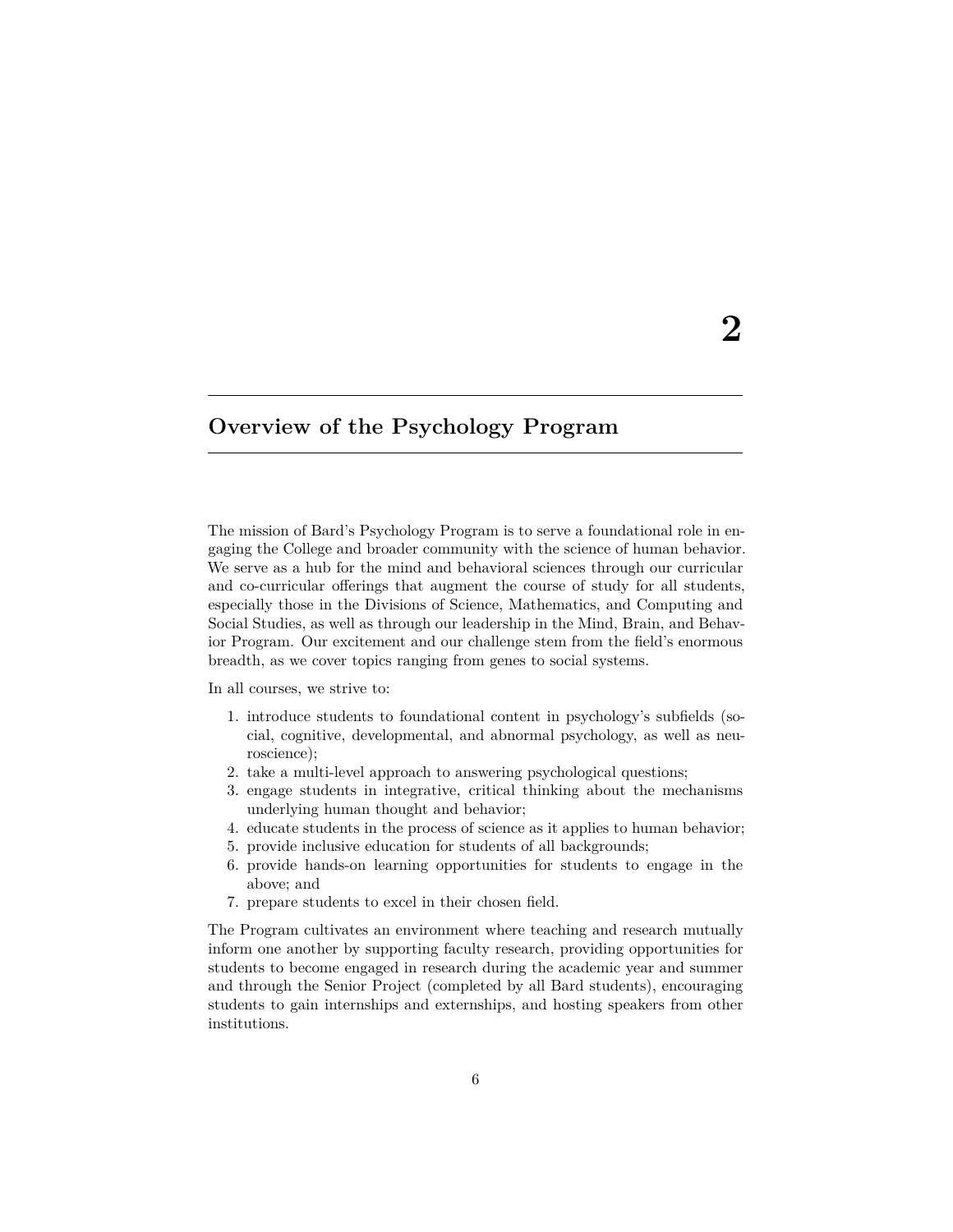# 2

# Overview of the Psychology Program

The mission of Bard's Psychology Program is to serve a foundational role in engaging the College and broader community with the science of human behavior. We serve as a hub for the mind and behavioral sciences through our curricular and co-curricular offerings that augment the course of study for all students, especially those in the Divisions of Science, Mathematics, and Computing and Social Studies, as well as through our leadership in the Mind, Brain, and Behavior Program. Our excitement and our challenge stem from the field's enormous breadth, as we cover topics ranging from genes to social systems.

In all courses, we strive to:

1. introduce students to foundational content in psychology's subfields (social, cognitive, developmental, and abnormal psychology, as well as neuroscience);
2. take a multi-level approach to answering psychological questions;
3. engage students in integrative, critical thinking about the mechanisms underlying human thought and behavior;
4. educate students in the process of science as it applies to human behavior;
5. provide inclusive education for students of all backgrounds;
6. provide hands-on learning opportunities for students to engage in the above; and
7. prepare students to excel in their chosen field.

The Program cultivates an environment where teaching and research mutually inform one another by supporting faculty research, providing opportunities for students to become engaged in research during the academic year and summer and through the Senior Project (completed by all Bard students), encouraging students to gain internships and externships, and hosting speakers from other institutions.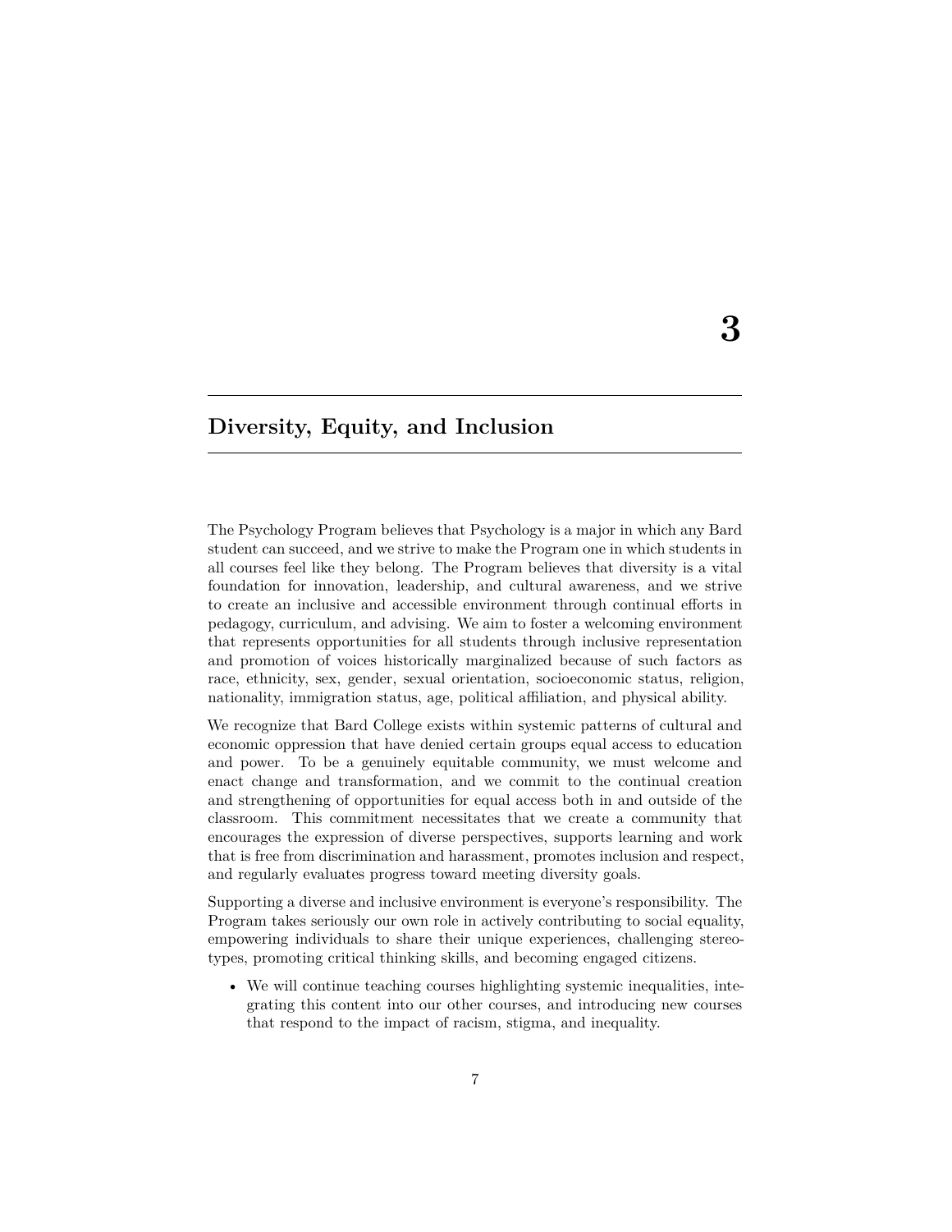# 3

# Diversity, Equity, and Inclusion

The Psychology Program believes that Psychology is a major in which any Bard student can succeed, and we strive to make the Program one in which students in all courses feel like they belong. The Program believes that diversity is a vital foundation for innovation, leadership, and cultural awareness, and we strive to create an inclusive and accessible environment through continual efforts in pedagogy, curriculum, and advising. We aim to foster a welcoming environment that represents opportunities for all students through inclusive representation and promotion of voices historically marginalized because of such factors as race, ethnicity, sex, gender, sexual orientation, socioeconomic status, religion, nationality, immigration status, age, political affiliation, and physical ability.

We recognize that Bard College exists within systemic patterns of cultural and economic oppression that have denied certain groups equal access to education and power. To be a genuinely equitable community, we must welcome and enact change and transformation, and we commit to the continual creation and strengthening of opportunities for equal access both in and outside of the classroom. This commitment necessitates that we create a community that encourages the expression of diverse perspectives, supports learning and work that is free from discrimination and harassment, promotes inclusion and respect, and regularly evaluates progress toward meeting diversity goals.

Supporting a diverse and inclusive environment is everyone's responsibility. The Program takes seriously our own role in actively contributing to social equality, empowering individuals to share their unique experiences, challenging stereotypes, promoting critical thinking skills, and becoming engaged citizens.

- We will continue teaching courses highlighting systemic inequalities, integrating this content into our other courses, and introducing new courses that respond to the impact of racism, stigma, and inequality.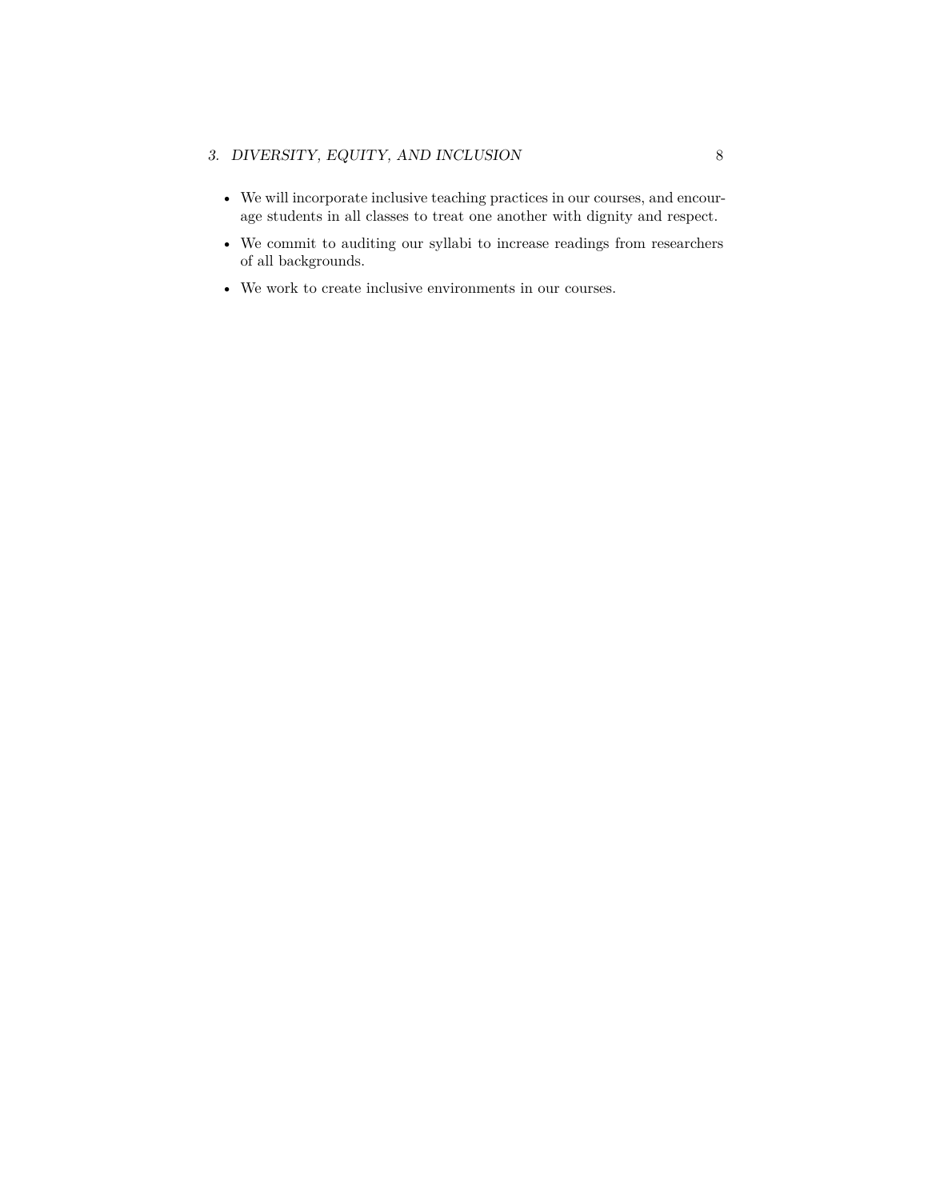- We will incorporate inclusive teaching practices in our courses, and encourage students in all classes to treat one another with dignity and respect.
- We commit to auditing our syllabi to increase readings from researchers of all backgrounds.
- We work to create inclusive environments in our courses.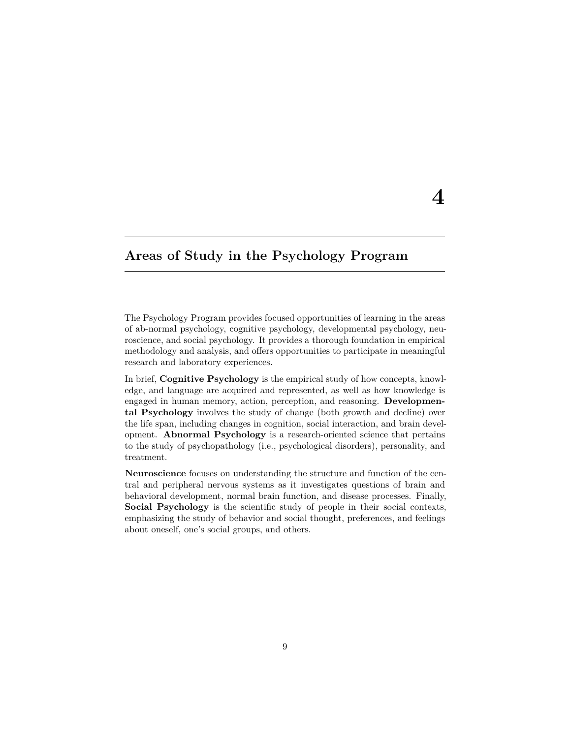# 4

## Areas of Study in the Psychology Program

The Psychology Program provides focused opportunities of learning in the areas of ab-normal psychology, cognitive psychology, developmental psychology, neuroscience, and social psychology. It provides a thorough foundation in empirical methodology and analysis, and offers opportunities to participate in meaningful research and laboratory experiences.

In brief, **Cognitive Psychology** is the empirical study of how concepts, knowledge, and language are acquired and represented, as well as how knowledge is engaged in human memory, action, perception, and reasoning. **Developmental Psychology** involves the study of change (both growth and decline) over the life span, including changes in cognition, social interaction, and brain development. **Abnormal Psychology** is a research-oriented science that pertains to the study of psychopathology (i.e., psychological disorders), personality, and treatment.

**Neuroscience** focuses on understanding the structure and function of the central and peripheral nervous systems as it investigates questions of brain and behavioral development, normal brain function, and disease processes. Finally, **Social Psychology** is the scientific study of people in their social contexts, emphasizing the study of behavior and social thought, preferences, and feelings about oneself, one's social groups, and others.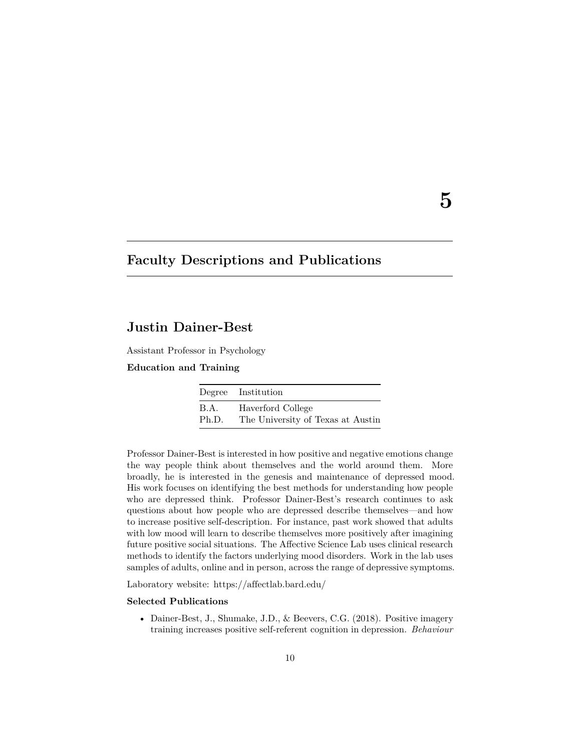# 5

# Faculty Descriptions and Publications

## Justin Dainer-Best

Assistant Professor in Psychology

**Education and Training**

| Degree | Institution |
|---|---|
| B.A. | Haverford College |
| Ph.D. | The University of Texas at Austin |

Professor Dainer-Best is interested in how positive and negative emotions change the way people think about themselves and the world around them. More broadly, he is interested in the genesis and maintenance of depressed mood. His work focuses on identifying the best methods for understanding how people who are depressed think. Professor Dainer-Best's research continues to ask questions about how people who are depressed describe themselves—and how to increase positive self-description. For instance, past work showed that adults with low mood will learn to describe themselves more positively after imagining future positive social situations. The Affective Science Lab uses clinical research methods to identify the factors underlying mood disorders. Work in the lab uses samples of adults, online and in person, across the range of depressive symptoms.

Laboratory website: https://affectlab.bard.edu/

**Selected Publications**

- Dainer-Best, J., Shumake, J.D., & Beevers, C.G. (2018). Positive imagery training increases positive self-referent cognition in depression. *Behaviour*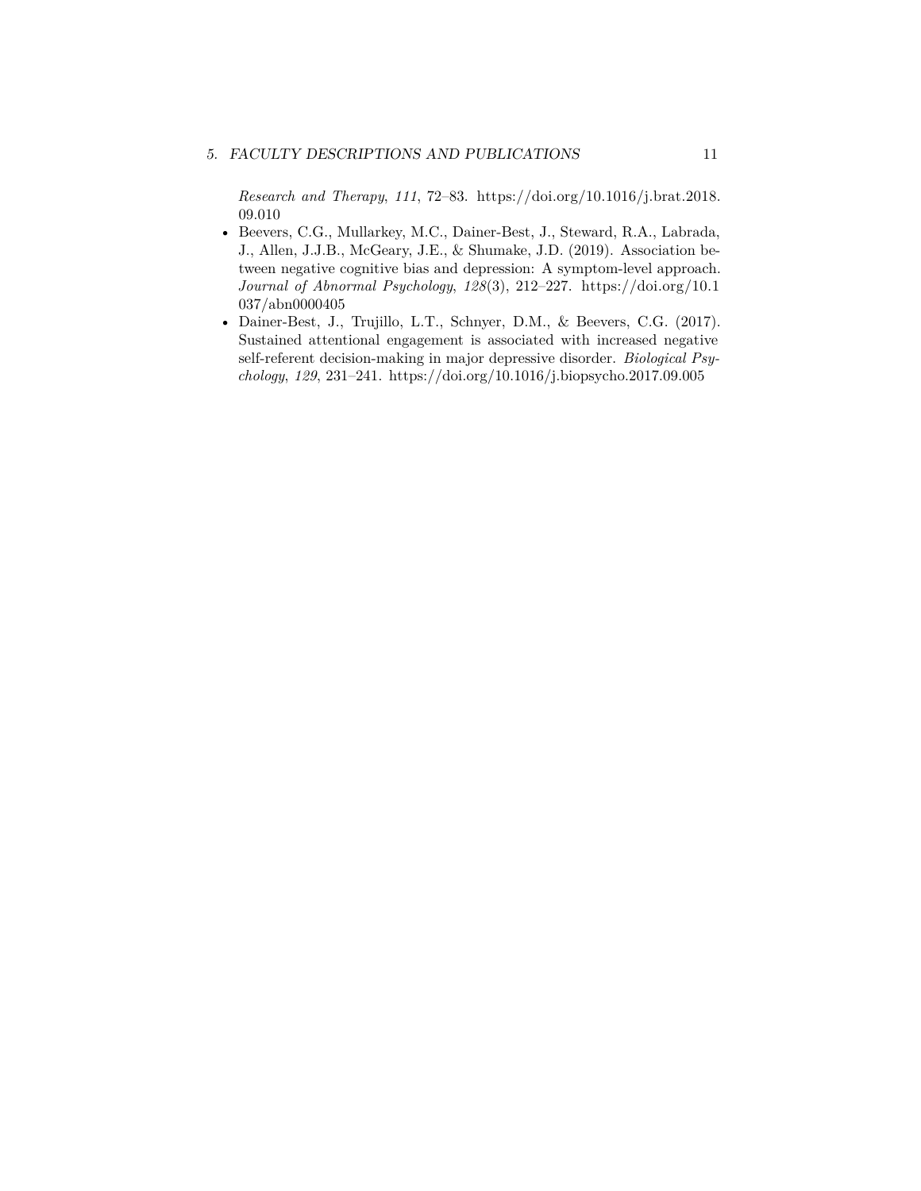*Research and Therapy*, *111*, 72–83. https://doi.org/10.1016/j.brat.2018.09.010

- Beevers, C.G., Mullarkey, M.C., Dainer-Best, J., Steward, R.A., Labrada, J., Allen, J.J.B., McGeary, J.E., & Shumake, J.D. (2019). Association between negative cognitive bias and depression: A symptom-level approach. *Journal of Abnormal Psychology*, *128*(3), 212–227. https://doi.org/10.1037/abn0000405
- Dainer-Best, J., Trujillo, L.T., Schnyer, D.M., & Beevers, C.G. (2017). Sustained attentional engagement is associated with increased negative self-referent decision-making in major depressive disorder. *Biological Psychology*, *129*, 231–241. https://doi.org/10.1016/j.biopsycho.2017.09.005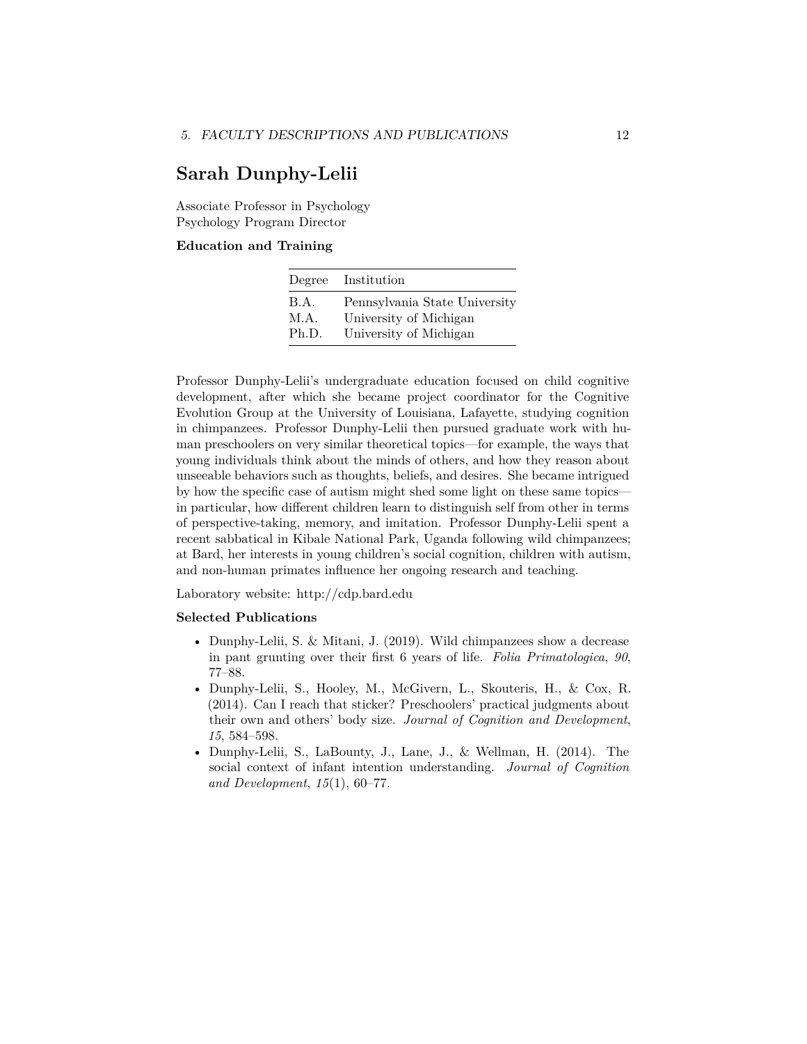## Sarah Dunphy-Lelii

Associate Professor in Psychology
Psychology Program Director

### Education and Training

| Degree | Institution |
|---|---|
| B.A. | Pennsylvania State University |
| M.A. | University of Michigan |
| Ph.D. | University of Michigan |

Professor Dunphy-Lelii's undergraduate education focused on child cognitive development, after which she became project coordinator for the Cognitive Evolution Group at the University of Louisiana, Lafayette, studying cognition in chimpanzees. Professor Dunphy-Lelii then pursued graduate work with human preschoolers on very similar theoretical topics—for example, the ways that young individuals think about the minds of others, and how they reason about unseeable behaviors such as thoughts, beliefs, and desires. She became intrigued by how the specific case of autism might shed some light on these same topics—in particular, how different children learn to distinguish self from other in terms of perspective-taking, memory, and imitation. Professor Dunphy-Lelii spent a recent sabbatical in Kibale National Park, Uganda following wild chimpanzees; at Bard, her interests in young children's social cognition, children with autism, and non-human primates influence her ongoing research and teaching.

Laboratory website: http://cdp.bard.edu

### Selected Publications

- Dunphy-Lelii, S. & Mitani, J. (2019). Wild chimpanzees show a decrease in pant grunting over their first 6 years of life. *Folia Primatologica*, *90*, 77–88.
- Dunphy-Lelii, S., Hooley, M., McGivern, L., Skouteris, H., & Cox, R. (2014). Can I reach that sticker? Preschoolers' practical judgments about their own and others' body size. *Journal of Cognition and Development*, *15*, 584–598.
- Dunphy-Lelii, S., LaBounty, J., Lane, J., & Wellman, H. (2014). The social context of infant intention understanding. *Journal of Cognition and Development*, *15*(1), 60–77.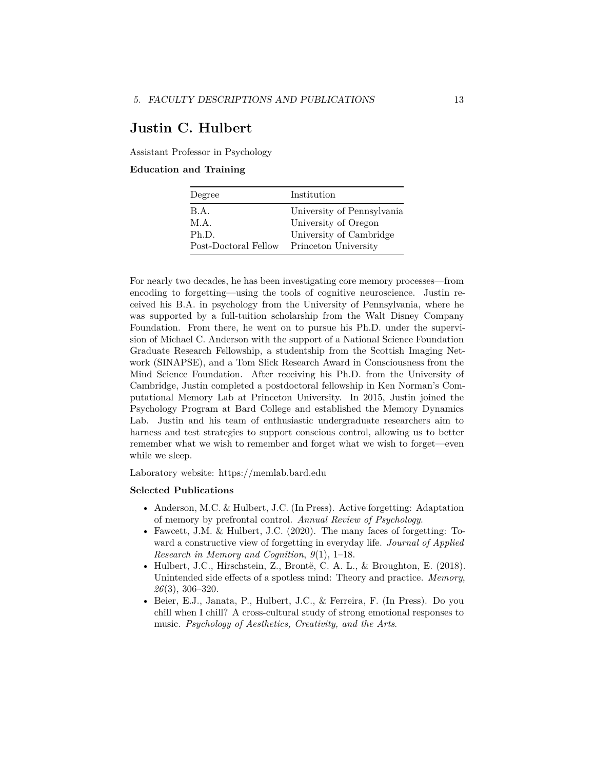# Justin C. Hulbert

Assistant Professor in Psychology

### Education and Training

| Degree | Institution |
| --- | --- |
| B.A. | University of Pennsylvania |
| M.A. | University of Oregon |
| Ph.D. | University of Cambridge |
| Post-Doctoral Fellow | Princeton University |

For nearly two decades, he has been investigating core memory processes—from encoding to forgetting—using the tools of cognitive neuroscience. Justin received his B.A. in psychology from the University of Pennsylvania, where he was supported by a full-tuition scholarship from the Walt Disney Company Foundation. From there, he went on to pursue his Ph.D. under the supervision of Michael C. Anderson with the support of a National Science Foundation Graduate Research Fellowship, a studentship from the Scottish Imaging Network (SINAPSE), and a Tom Slick Research Award in Consciousness from the Mind Science Foundation. After receiving his Ph.D. from the University of Cambridge, Justin completed a postdoctoral fellowship in Ken Norman's Computational Memory Lab at Princeton University. In 2015, Justin joined the Psychology Program at Bard College and established the Memory Dynamics Lab. Justin and his team of enthusiastic undergraduate researchers aim to harness and test strategies to support conscious control, allowing us to better remember what we wish to remember and forget what we wish to forget—even while we sleep.

Laboratory website: https://memlab.bard.edu

### Selected Publications

- Anderson, M.C. & Hulbert, J.C. (In Press). Active forgetting: Adaptation of memory by prefrontal control. *Annual Review of Psychology*.
- Fawcett, J.M. & Hulbert, J.C. (2020). The many faces of forgetting: Toward a constructive view of forgetting in everyday life. *Journal of Applied Research in Memory and Cognition*, *9*(1), 1–18.
- Hulbert, J.C., Hirschstein, Z., Brontë, C. A. L., & Broughton, E. (2018). Unintended side effects of a spotless mind: Theory and practice. *Memory*, *26*(3), 306–320.
- Beier, E.J., Janata, P., Hulbert, J.C., & Ferreira, F. (In Press). Do you chill when I chill? A cross-cultural study of strong emotional responses to music. *Psychology of Aesthetics, Creativity, and the Arts*.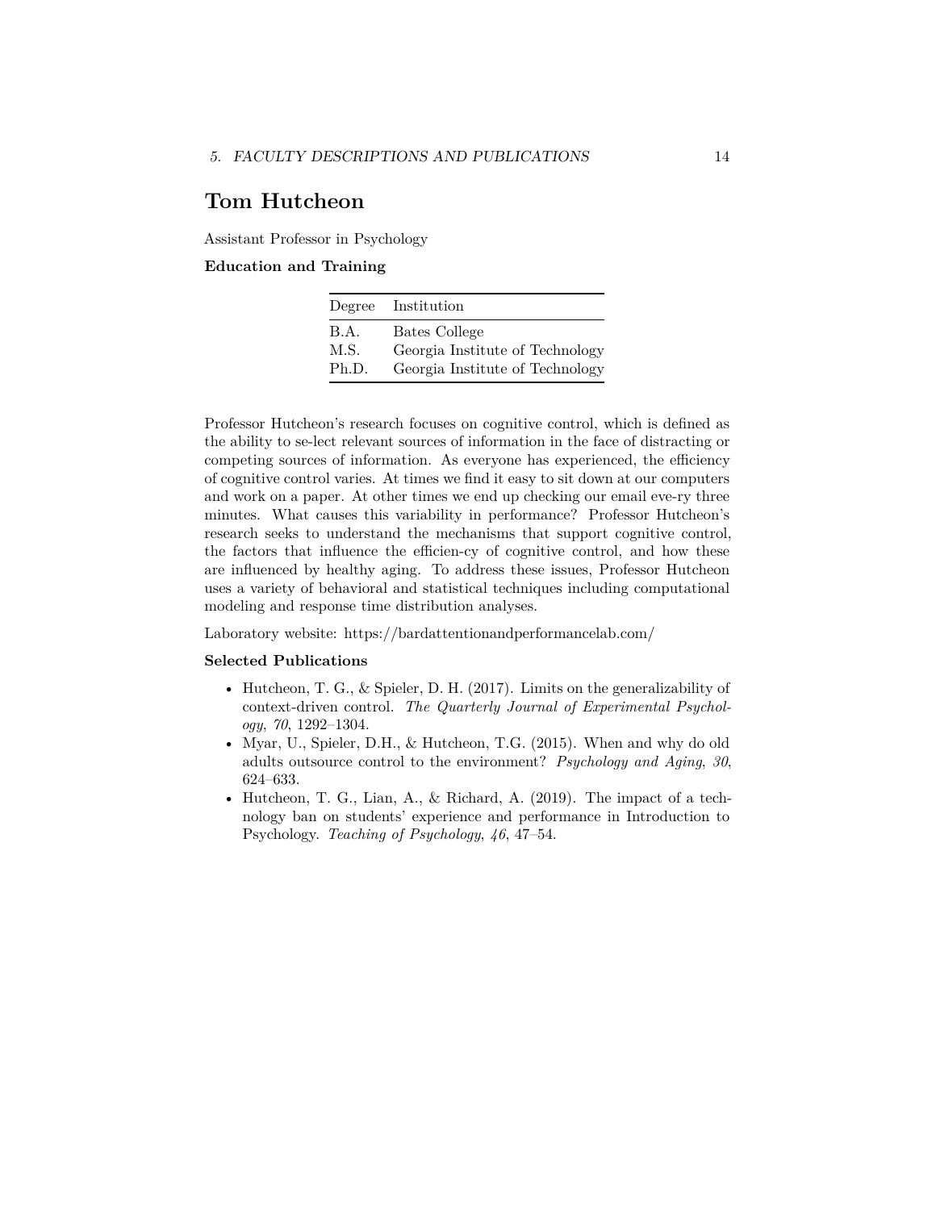## Tom Hutcheon

Assistant Professor in Psychology

**Education and Training**

| Degree | Institution |
|---|---|
| B.A. | Bates College |
| M.S. | Georgia Institute of Technology |
| Ph.D. | Georgia Institute of Technology |

Professor Hutcheon's research focuses on cognitive control, which is defined as the ability to se-lect relevant sources of information in the face of distracting or competing sources of information. As everyone has experienced, the efficiency of cognitive control varies. At times we find it easy to sit down at our computers and work on a paper. At other times we end up checking our email eve-ry three minutes. What causes this variability in performance? Professor Hutcheon's research seeks to understand the mechanisms that support cognitive control, the factors that influence the efficien-cy of cognitive control, and how these are influenced by healthy aging. To address these issues, Professor Hutcheon uses a variety of behavioral and statistical techniques including computational modeling and response time distribution analyses.

Laboratory website: https://bardattentionandperformancelab.com/

**Selected Publications**

- Hutcheon, T. G., & Spieler, D. H. (2017). Limits on the generalizability of context-driven control. *The Quarterly Journal of Experimental Psychology*, *70*, 1292–1304.
- Myar, U., Spieler, D.H., & Hutcheon, T.G. (2015). When and why do old adults outsource control to the environment? *Psychology and Aging*, *30*, 624–633.
- Hutcheon, T. G., Lian, A., & Richard, A. (2019). The impact of a technology ban on students' experience and performance in Introduction to Psychology. *Teaching of Psychology*, *46*, 47–54.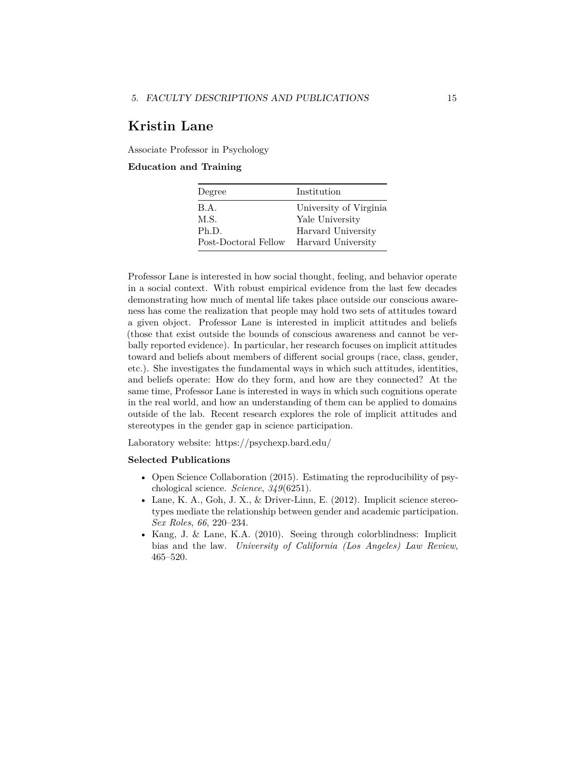# Kristin Lane

Associate Professor in Psychology

### Education and Training

| Degree | Institution |
| --- | --- |
| B.A. | University of Virginia |
| M.S. | Yale University |
| Ph.D. | Harvard University |
| Post-Doctoral Fellow | Harvard University |

Professor Lane is interested in how social thought, feeling, and behavior operate in a social context. With robust empirical evidence from the last few decades demonstrating how much of mental life takes place outside our conscious awareness has come the realization that people may hold two sets of attitudes toward a given object. Professor Lane is interested in implicit attitudes and beliefs (those that exist outside the bounds of conscious awareness and cannot be verbally reported evidence). In particular, her research focuses on implicit attitudes toward and beliefs about members of different social groups (race, class, gender, etc.). She investigates the fundamental ways in which such attitudes, identities, and beliefs operate: How do they form, and how are they connected? At the same time, Professor Lane is interested in ways in which such cognitions operate in the real world, and how an understanding of them can be applied to domains outside of the lab. Recent research explores the role of implicit attitudes and stereotypes in the gender gap in science participation.

Laboratory website: https://psychexp.bard.edu/

### Selected Publications

- Open Science Collaboration (2015). Estimating the reproducibility of psychological science. *Science*, *349*(6251).
- Lane, K. A., Goh, J. X., & Driver-Linn, E. (2012). Implicit science stereotypes mediate the relationship between gender and academic participation. *Sex Roles*, *66*, 220–234.
- Kang, J. & Lane, K.A. (2010). Seeing through colorblindness: Implicit bias and the law. *University of California (Los Angeles) Law Review*, 465–520.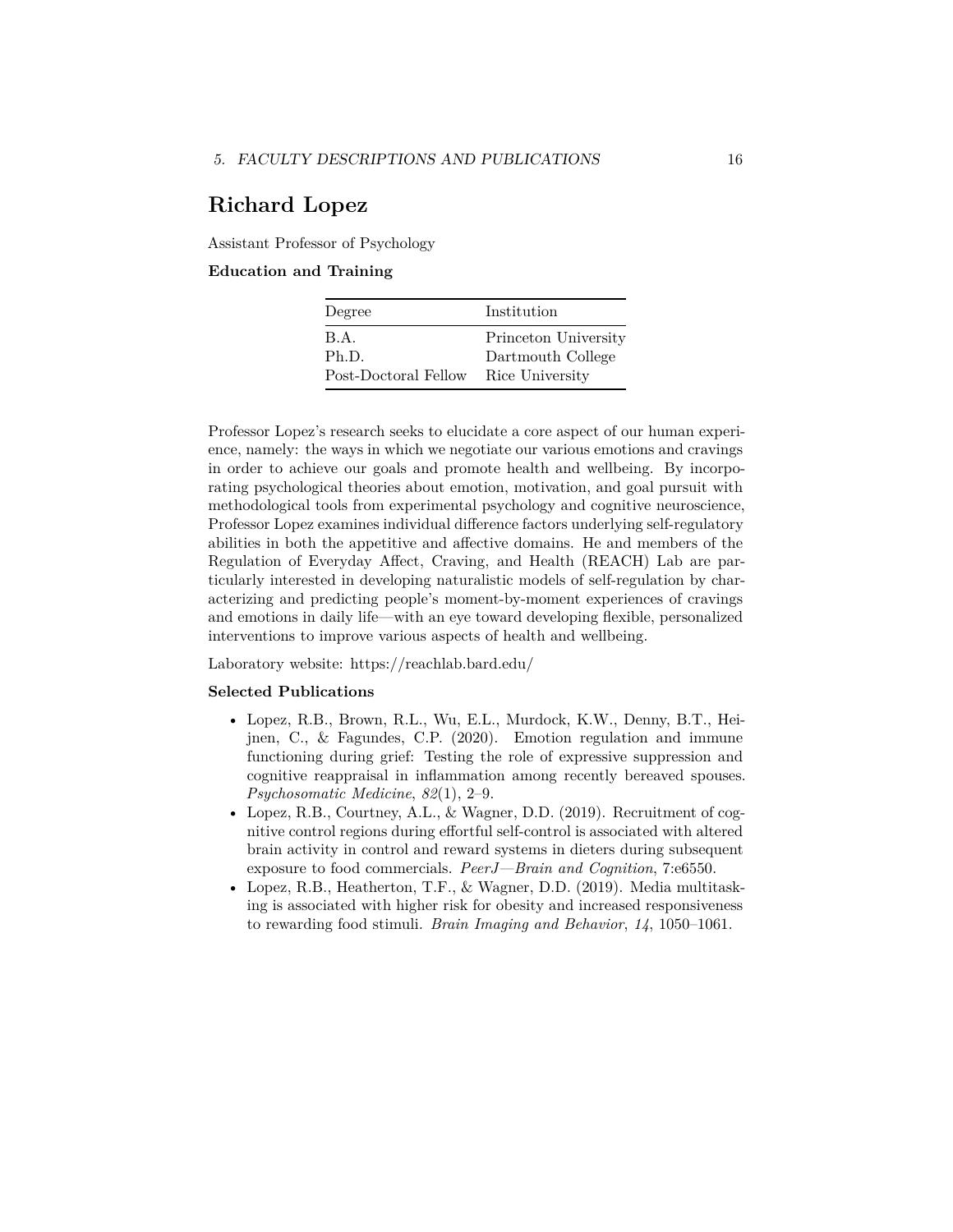## Richard Lopez

Assistant Professor of Psychology

**Education and Training**

| Degree | Institution |
|---|---|
| B.A. | Princeton University |
| Ph.D. | Dartmouth College |
| Post-Doctoral Fellow | Rice University |

Professor Lopez's research seeks to elucidate a core aspect of our human experience, namely: the ways in which we negotiate our various emotions and cravings in order to achieve our goals and promote health and wellbeing. By incorporating psychological theories about emotion, motivation, and goal pursuit with methodological tools from experimental psychology and cognitive neuroscience, Professor Lopez examines individual difference factors underlying self-regulatory abilities in both the appetitive and affective domains. He and members of the Regulation of Everyday Affect, Craving, and Health (REACH) Lab are particularly interested in developing naturalistic models of self-regulation by characterizing and predicting people's moment-by-moment experiences of cravings and emotions in daily life—with an eye toward developing flexible, personalized interventions to improve various aspects of health and wellbeing.

Laboratory website: https://reachlab.bard.edu/

**Selected Publications**

- Lopez, R.B., Brown, R.L., Wu, E.L., Murdock, K.W., Denny, B.T., Heijnen, C., & Fagundes, C.P. (2020). Emotion regulation and immune functioning during grief: Testing the role of expressive suppression and cognitive reappraisal in inflammation among recently bereaved spouses. *Psychosomatic Medicine*, *82*(1), 2–9.
- Lopez, R.B., Courtney, A.L., & Wagner, D.D. (2019). Recruitment of cognitive control regions during effortful self-control is associated with altered brain activity in control and reward systems in dieters during subsequent exposure to food commercials. *PeerJ—Brain and Cognition*, 7:e6550.
- Lopez, R.B., Heatherton, T.F., & Wagner, D.D. (2019). Media multitasking is associated with higher risk for obesity and increased responsiveness to rewarding food stimuli. *Brain Imaging and Behavior*, *14*, 1050–1061.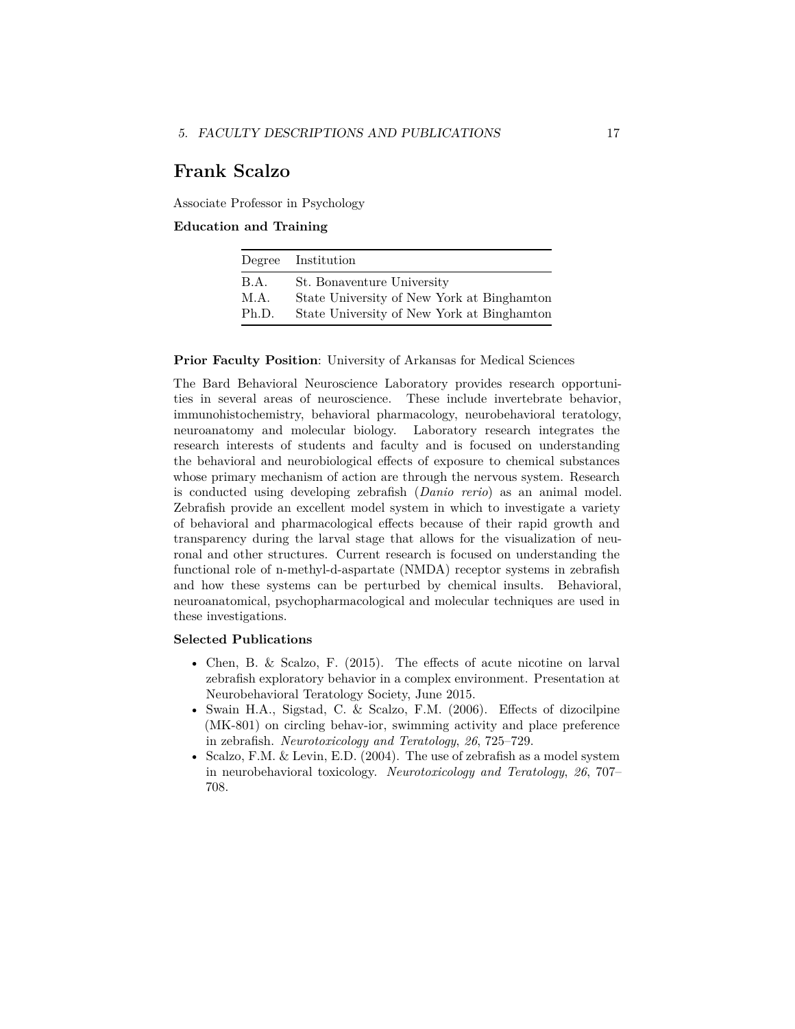## Frank Scalzo

Associate Professor in Psychology

**Education and Training**

| Degree | Institution |
|---|---|
| B.A. | St. Bonaventure University |
| M.A. | State University of New York at Binghamton |
| Ph.D. | State University of New York at Binghamton |

**Prior Faculty Position**: University of Arkansas for Medical Sciences

The Bard Behavioral Neuroscience Laboratory provides research opportunities in several areas of neuroscience. These include invertebrate behavior, immunohistochemistry, behavioral pharmacology, neurobehavioral teratology, neuroanatomy and molecular biology. Laboratory research integrates the research interests of students and faculty and is focused on understanding the behavioral and neurobiological effects of exposure to chemical substances whose primary mechanism of action are through the nervous system. Research is conducted using developing zebrafish (*Danio rerio*) as an animal model. Zebrafish provide an excellent model system in which to investigate a variety of behavioral and pharmacological effects because of their rapid growth and transparency during the larval stage that allows for the visualization of neuronal and other structures. Current research is focused on understanding the functional role of n-methyl-d-aspartate (NMDA) receptor systems in zebrafish and how these systems can be perturbed by chemical insults. Behavioral, neuroanatomical, psychopharmacological and molecular techniques are used in these investigations.

**Selected Publications**

- Chen, B. & Scalzo, F. (2015). The effects of acute nicotine on larval zebrafish exploratory behavior in a complex environment. Presentation at Neurobehavioral Teratology Society, June 2015.
- Swain H.A., Sigstad, C. & Scalzo, F.M. (2006). Effects of dizocilpine (MK-801) on circling behav-ior, swimming activity and place preference in zebrafish. *Neurotoxicology and Teratology*, *26*, 725–729.
- Scalzo, F.M. & Levin, E.D. (2004). The use of zebrafish as a model system in neurobehavioral toxicology. *Neurotoxicology and Teratology*, *26*, 707–708.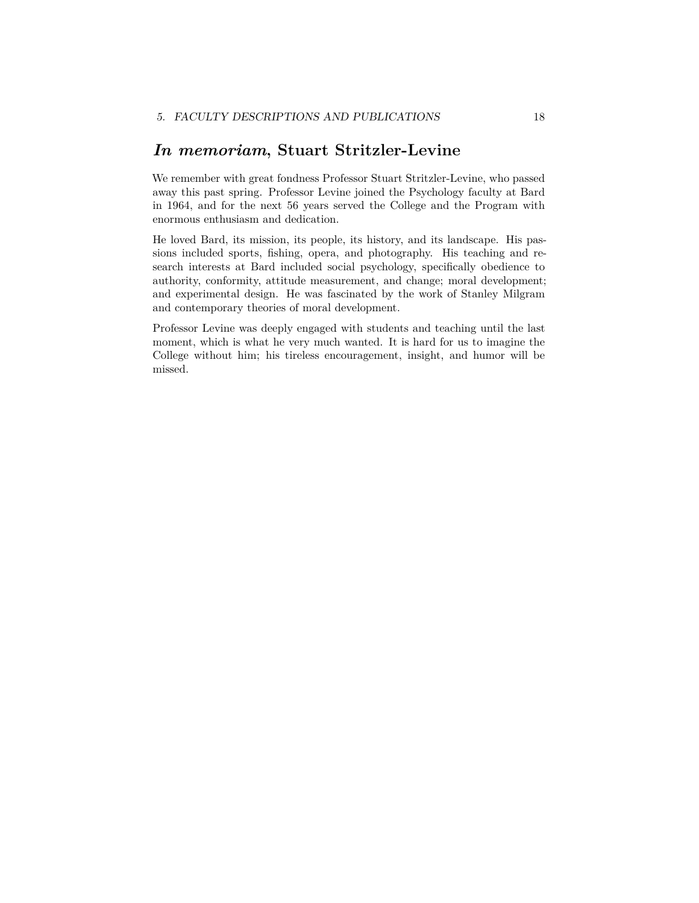## *In memoriam*, Stuart Stritzler-Levine

We remember with great fondness Professor Stuart Stritzler-Levine, who passed away this past spring. Professor Levine joined the Psychology faculty at Bard in 1964, and for the next 56 years served the College and the Program with enormous enthusiasm and dedication.

He loved Bard, its mission, its people, its history, and its landscape. His passions included sports, fishing, opera, and photography. His teaching and research interests at Bard included social psychology, specifically obedience to authority, conformity, attitude measurement, and change; moral development; and experimental design. He was fascinated by the work of Stanley Milgram and contemporary theories of moral development.

Professor Levine was deeply engaged with students and teaching until the last moment, which is what he very much wanted. It is hard for us to imagine the College without him; his tireless encouragement, insight, and humor will be missed.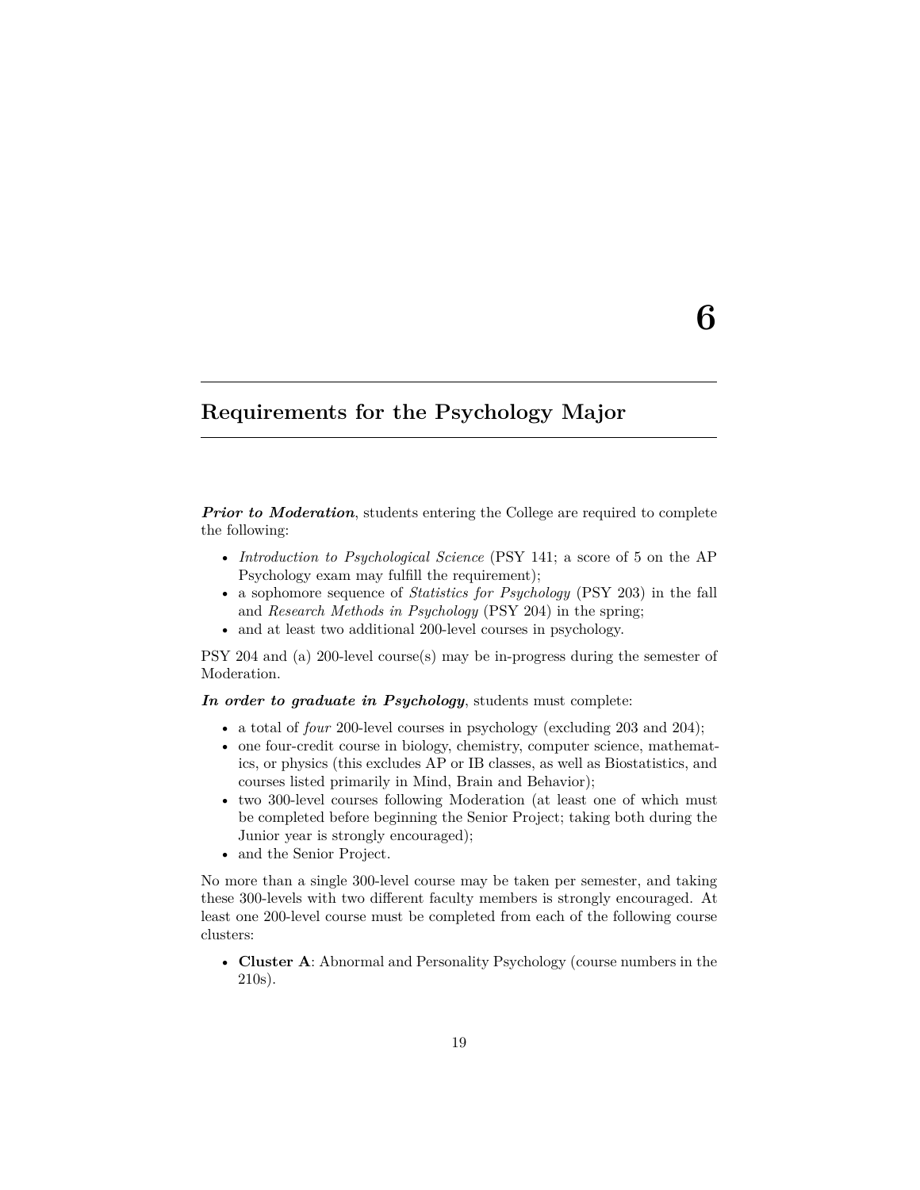# 6

## Requirements for the Psychology Major

***Prior to Moderation***, students entering the College are required to complete the following:

- *Introduction to Psychological Science* (PSY 141; a score of 5 on the AP Psychology exam may fulfill the requirement);
- a sophomore sequence of *Statistics for Psychology* (PSY 203) in the fall and *Research Methods in Psychology* (PSY 204) in the spring;
- and at least two additional 200-level courses in psychology.

PSY 204 and (a) 200-level course(s) may be in-progress during the semester of Moderation.

***In order to graduate in Psychology***, students must complete:

- a total of *four* 200-level courses in psychology (excluding 203 and 204);
- one four-credit course in biology, chemistry, computer science, mathematics, or physics (this excludes AP or IB classes, as well as Biostatistics, and courses listed primarily in Mind, Brain and Behavior);
- two 300-level courses following Moderation (at least one of which must be completed before beginning the Senior Project; taking both during the Junior year is strongly encouraged);
- and the Senior Project.

No more than a single 300-level course may be taken per semester, and taking these 300-levels with two different faculty members is strongly encouraged. At least one 200-level course must be completed from each of the following course clusters:

- **Cluster A**: Abnormal and Personality Psychology (course numbers in the 210s).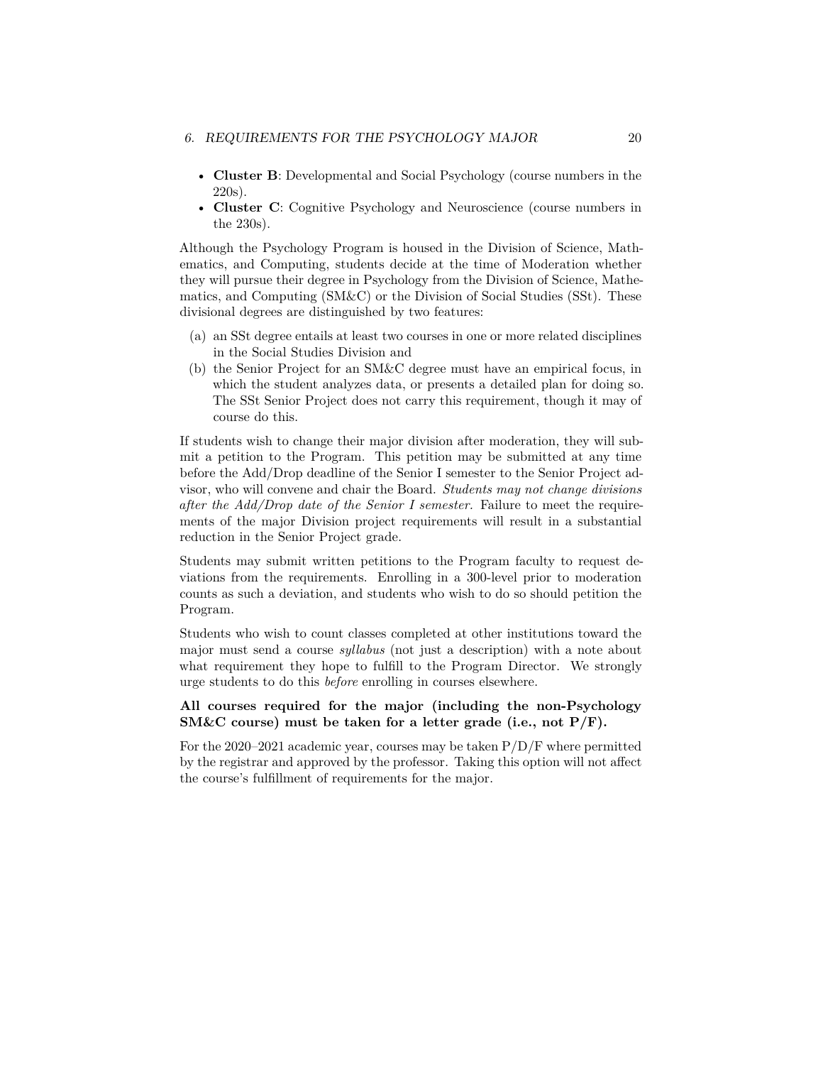- **Cluster B**: Developmental and Social Psychology (course numbers in the 220s).
- **Cluster C**: Cognitive Psychology and Neuroscience (course numbers in the 230s).

Although the Psychology Program is housed in the Division of Science, Mathematics, and Computing, students decide at the time of Moderation whether they will pursue their degree in Psychology from the Division of Science, Mathematics, and Computing (SM&C) or the Division of Social Studies (SSt). These divisional degrees are distinguished by two features:

(a) an SSt degree entails at least two courses in one or more related disciplines in the Social Studies Division and
(b) the Senior Project for an SM&C degree must have an empirical focus, in which the student analyzes data, or presents a detailed plan for doing so. The SSt Senior Project does not carry this requirement, though it may of course do this.

If students wish to change their major division after moderation, they will submit a petition to the Program. This petition may be submitted at any time before the Add/Drop deadline of the Senior I semester to the Senior Project advisor, who will convene and chair the Board. *Students may not change divisions after the Add/Drop date of the Senior I semester.* Failure to meet the requirements of the major Division project requirements will result in a substantial reduction in the Senior Project grade.

Students may submit written petitions to the Program faculty to request deviations from the requirements. Enrolling in a 300-level prior to moderation counts as such a deviation, and students who wish to do so should petition the Program.

Students who wish to count classes completed at other institutions toward the major must send a course *syllabus* (not just a description) with a note about what requirement they hope to fulfill to the Program Director. We strongly urge students to do this *before* enrolling in courses elsewhere.

**All courses required for the major (including the non-Psychology SM&C course) must be taken for a letter grade (i.e., not P/F).**

For the 2020–2021 academic year, courses may be taken P/D/F where permitted by the registrar and approved by the professor. Taking this option will not affect the course's fulfillment of requirements for the major.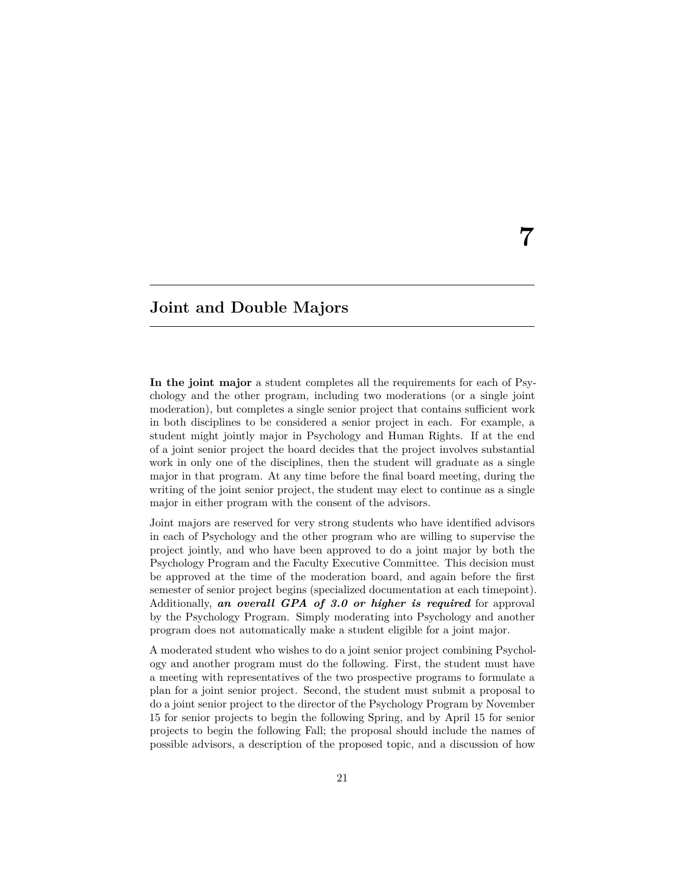# 7

## Joint and Double Majors

**In the joint major** a student completes all the requirements for each of Psychology and the other program, including two moderations (or a single joint moderation), but completes a single senior project that contains sufficient work in both disciplines to be considered a senior project in each. For example, a student might jointly major in Psychology and Human Rights. If at the end of a joint senior project the board decides that the project involves substantial work in only one of the disciplines, then the student will graduate as a single major in that program. At any time before the final board meeting, during the writing of the joint senior project, the student may elect to continue as a single major in either program with the consent of the advisors.

Joint majors are reserved for very strong students who have identified advisors in each of Psychology and the other program who are willing to supervise the project jointly, and who have been approved to do a joint major by both the Psychology Program and the Faculty Executive Committee. This decision must be approved at the time of the moderation board, and again before the first semester of senior project begins (specialized documentation at each timepoint). Additionally, ***an overall GPA of 3.0 or higher is required*** for approval by the Psychology Program. Simply moderating into Psychology and another program does not automatically make a student eligible for a joint major.

A moderated student who wishes to do a joint senior project combining Psychology and another program must do the following. First, the student must have a meeting with representatives of the two prospective programs to formulate a plan for a joint senior project. Second, the student must submit a proposal to do a joint senior project to the director of the Psychology Program by November 15 for senior projects to begin the following Spring, and by April 15 for senior projects to begin the following Fall; the proposal should include the names of possible advisors, a description of the proposed topic, and a discussion of how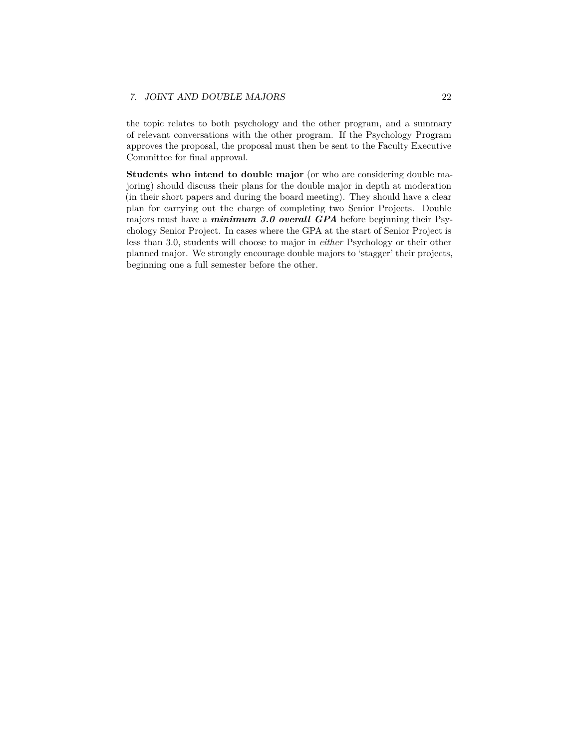the topic relates to both psychology and the other program, and a summary of relevant conversations with the other program. If the Psychology Program approves the proposal, the proposal must then be sent to the Faculty Executive Committee for final approval.

**Students who intend to double major** (or who are considering double majoring) should discuss their plans for the double major in depth at moderation (in their short papers and during the board meeting). They should have a clear plan for carrying out the charge of completing two Senior Projects. Double majors must have a ***minimum 3.0 overall GPA*** before beginning their Psychology Senior Project. In cases where the GPA at the start of Senior Project is less than 3.0, students will choose to major in *either* Psychology or their other planned major. We strongly encourage double majors to 'stagger' their projects, beginning one a full semester before the other.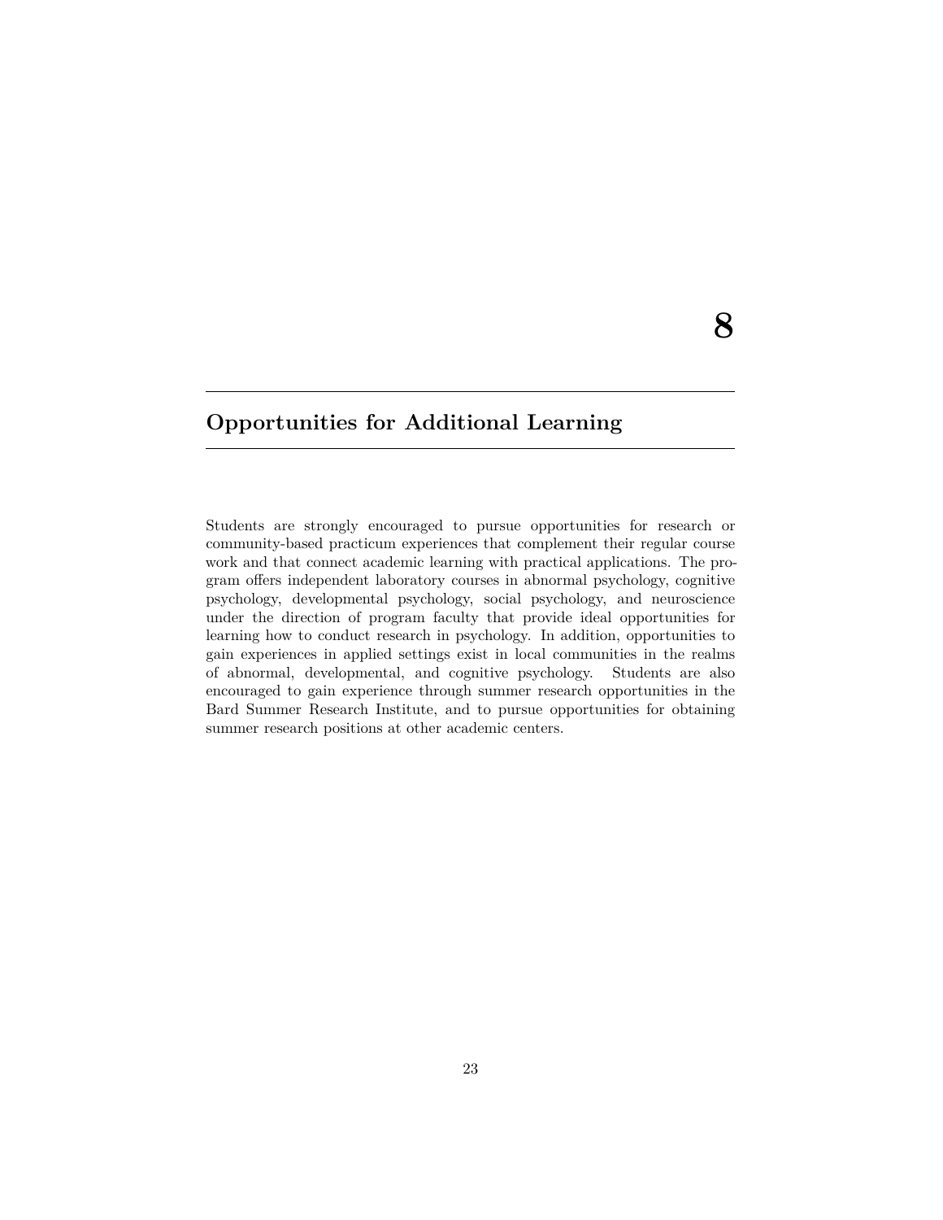# 8 Opportunities for Additional Learning

Students are strongly encouraged to pursue opportunities for research or community-based practicum experiences that complement their regular course work and that connect academic learning with practical applications. The program offers independent laboratory courses in abnormal psychology, cognitive psychology, developmental psychology, social psychology, and neuroscience under the direction of program faculty that provide ideal opportunities for learning how to conduct research in psychology. In addition, opportunities to gain experiences in applied settings exist in local communities in the realms of abnormal, developmental, and cognitive psychology. Students are also encouraged to gain experience through summer research opportunities in the Bard Summer Research Institute, and to pursue opportunities for obtaining summer research positions at other academic centers.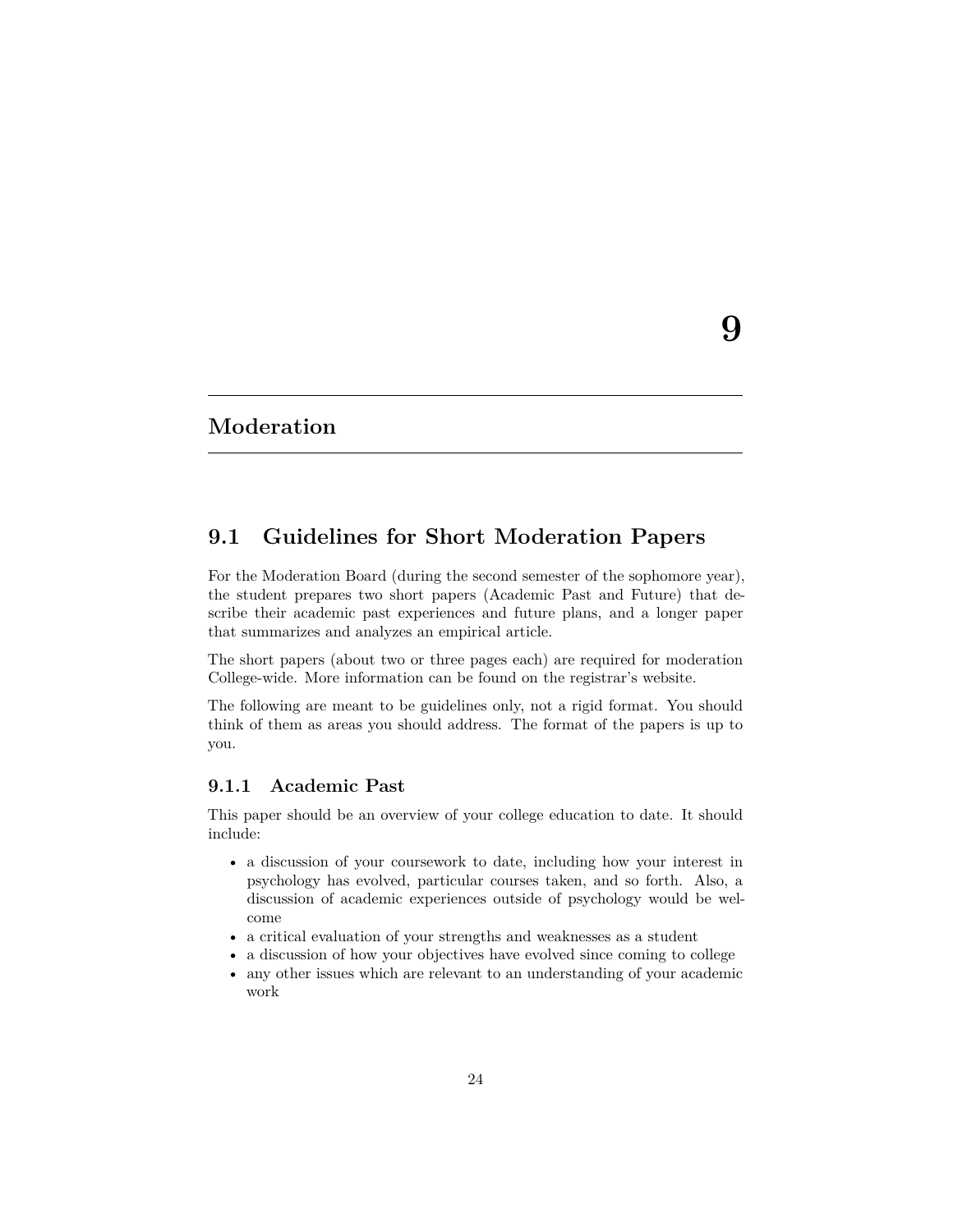# 9 Moderation

## 9.1 Guidelines for Short Moderation Papers

For the Moderation Board (during the second semester of the sophomore year), the student prepares two short papers (Academic Past and Future) that describe their academic past experiences and future plans, and a longer paper that summarizes and analyzes an empirical article.

The short papers (about two or three pages each) are required for moderation College-wide. More information can be found on the registrar's website.

The following are meant to be guidelines only, not a rigid format. You should think of them as areas you should address. The format of the papers is up to you.

### 9.1.1 Academic Past

This paper should be an overview of your college education to date. It should include:

- a discussion of your coursework to date, including how your interest in psychology has evolved, particular courses taken, and so forth. Also, a discussion of academic experiences outside of psychology would be welcome
- a critical evaluation of your strengths and weaknesses as a student
- a discussion of how your objectives have evolved since coming to college
- any other issues which are relevant to an understanding of your academic work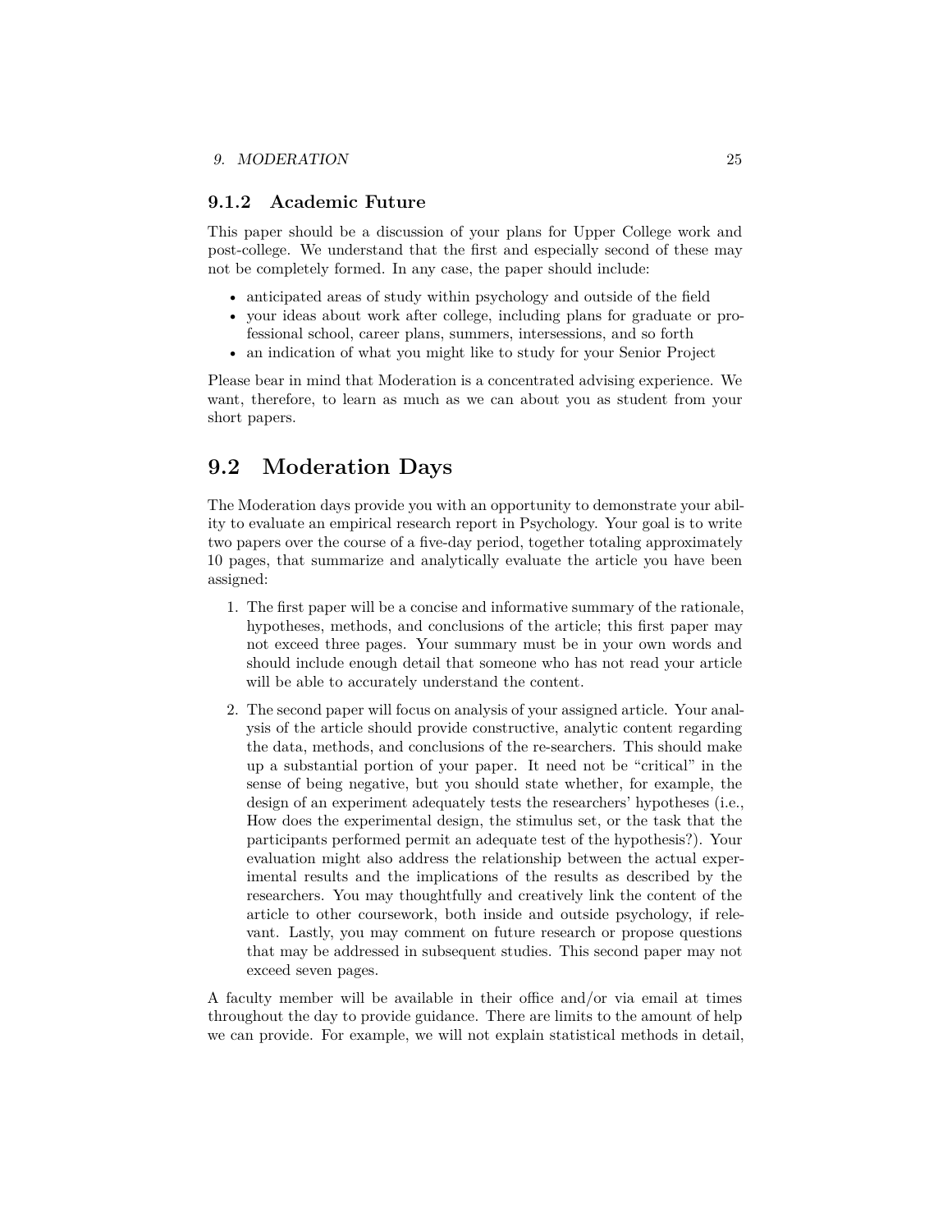### 9.1.2 Academic Future

This paper should be a discussion of your plans for Upper College work and post-college. We understand that the first and especially second of these may not be completely formed. In any case, the paper should include:

- anticipated areas of study within psychology and outside of the field
- your ideas about work after college, including plans for graduate or professional school, career plans, summers, intersessions, and so forth
- an indication of what you might like to study for your Senior Project

Please bear in mind that Moderation is a concentrated advising experience. We want, therefore, to learn as much as we can about you as student from your short papers.

## 9.2 Moderation Days

The Moderation days provide you with an opportunity to demonstrate your ability to evaluate an empirical research report in Psychology. Your goal is to write two papers over the course of a five-day period, together totaling approximately 10 pages, that summarize and analytically evaluate the article you have been assigned:

1. The first paper will be a concise and informative summary of the rationale, hypotheses, methods, and conclusions of the article; this first paper may not exceed three pages. Your summary must be in your own words and should include enough detail that someone who has not read your article will be able to accurately understand the content.

2. The second paper will focus on analysis of your assigned article. Your analysis of the article should provide constructive, analytic content regarding the data, methods, and conclusions of the re-searchers. This should make up a substantial portion of your paper. It need not be "critical" in the sense of being negative, but you should state whether, for example, the design of an experiment adequately tests the researchers' hypotheses (i.e., How does the experimental design, the stimulus set, or the task that the participants performed permit an adequate test of the hypothesis?). Your evaluation might also address the relationship between the actual experimental results and the implications of the results as described by the researchers. You may thoughtfully and creatively link the content of the article to other coursework, both inside and outside psychology, if relevant. Lastly, you may comment on future research or propose questions that may be addressed in subsequent studies. This second paper may not exceed seven pages.

A faculty member will be available in their office and/or via email at times throughout the day to provide guidance. There are limits to the amount of help we can provide. For example, we will not explain statistical methods in detail,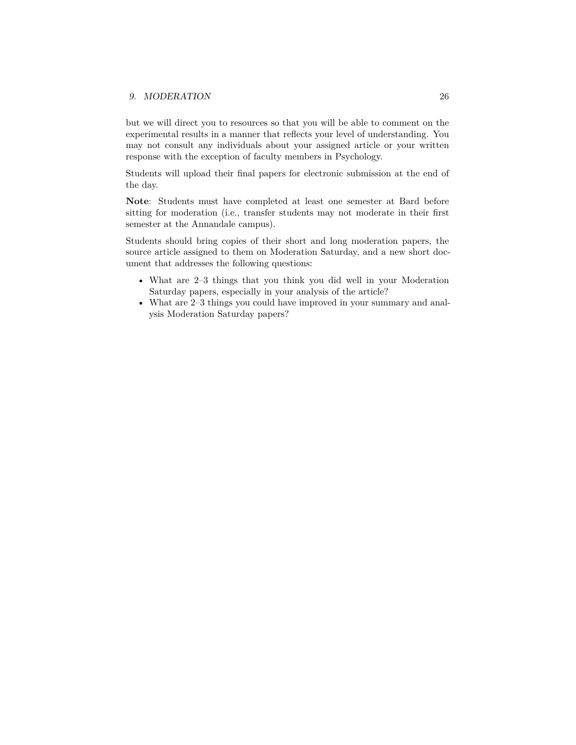but we will direct you to resources so that you will be able to comment on the experimental results in a manner that reflects your level of understanding. You may not consult any individuals about your assigned article or your written response with the exception of faculty members in Psychology.

Students will upload their final papers for electronic submission at the end of the day.

**Note**: Students must have completed at least one semester at Bard before sitting for moderation (i.e., transfer students may not moderate in their first semester at the Annandale campus).

Students should bring copies of their short and long moderation papers, the source article assigned to them on Moderation Saturday, and a new short document that addresses the following questions:

- What are 2–3 things that you think you did well in your Moderation Saturday papers, especially in your analysis of the article?
- What are 2–3 things you could have improved in your summary and analysis Moderation Saturday papers?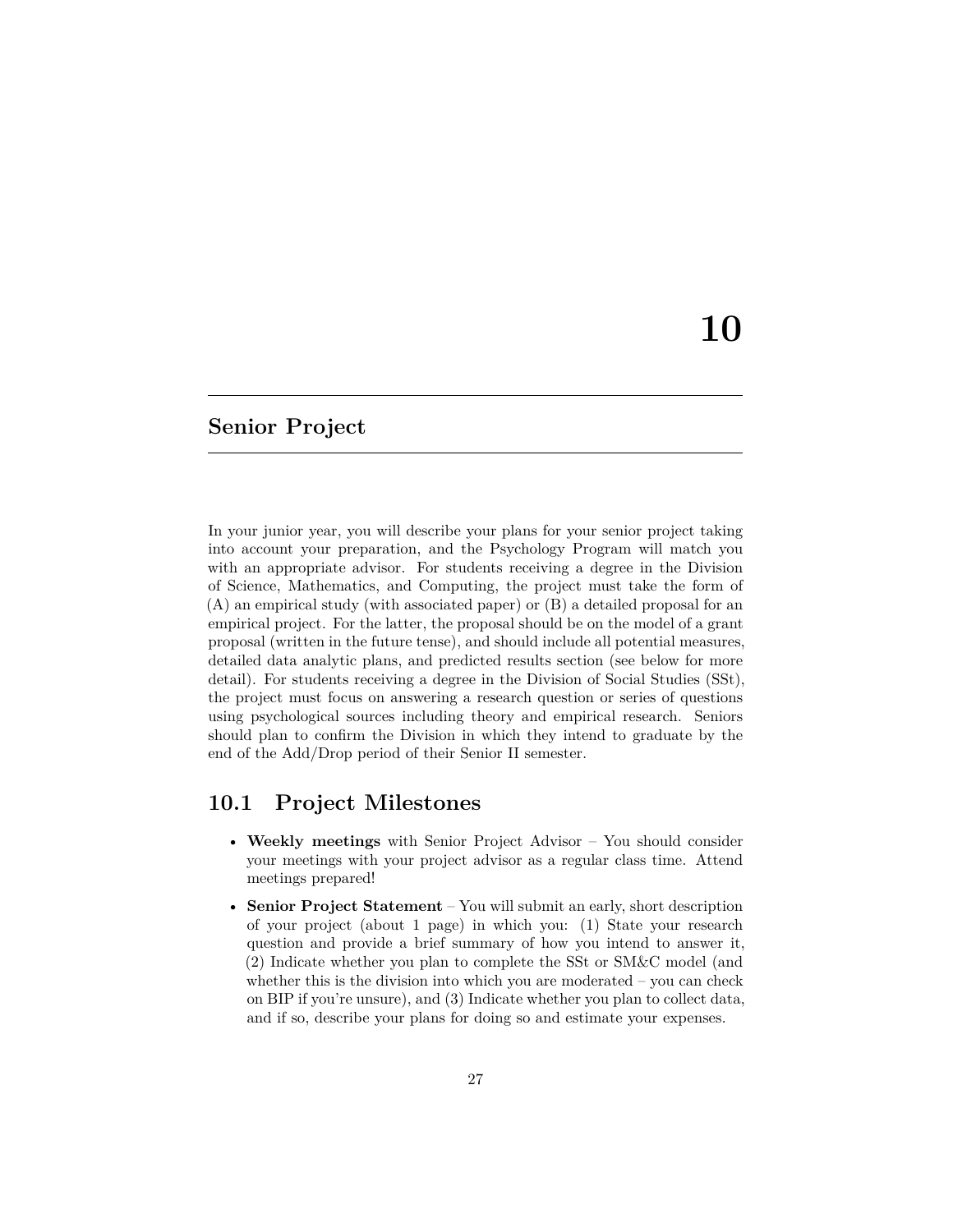# 10

## Senior Project

In your junior year, you will describe your plans for your senior project taking into account your preparation, and the Psychology Program will match you with an appropriate advisor. For students receiving a degree in the Division of Science, Mathematics, and Computing, the project must take the form of (A) an empirical study (with associated paper) or (B) a detailed proposal for an empirical project. For the latter, the proposal should be on the model of a grant proposal (written in the future tense), and should include all potential measures, detailed data analytic plans, and predicted results section (see below for more detail). For students receiving a degree in the Division of Social Studies (SSt), the project must focus on answering a research question or series of questions using psychological sources including theory and empirical research. Seniors should plan to confirm the Division in which they intend to graduate by the end of the Add/Drop period of their Senior II semester.

### 10.1 Project Milestones

- **Weekly meetings** with Senior Project Advisor – You should consider your meetings with your project advisor as a regular class time. Attend meetings prepared!
- **Senior Project Statement** – You will submit an early, short description of your project (about 1 page) in which you: (1) State your research question and provide a brief summary of how you intend to answer it, (2) Indicate whether you plan to complete the SSt or SM&C model (and whether this is the division into which you are moderated – you can check on BIP if you're unsure), and (3) Indicate whether you plan to collect data, and if so, describe your plans for doing so and estimate your expenses.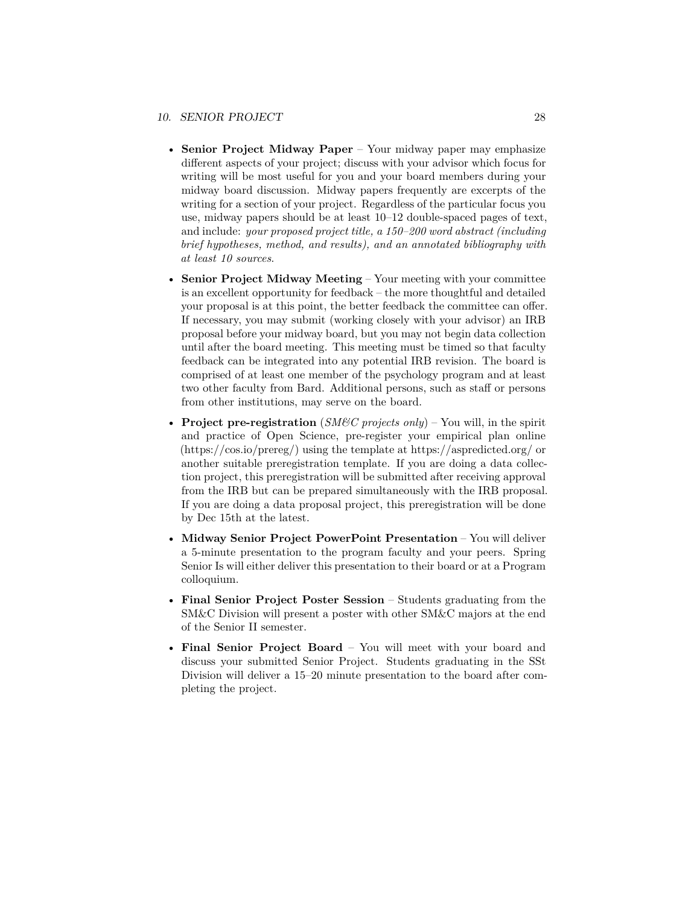- **Senior Project Midway Paper** – Your midway paper may emphasize different aspects of your project; discuss with your advisor which focus for writing will be most useful for you and your board members during your midway board discussion. Midway papers frequently are excerpts of the writing for a section of your project. Regardless of the particular focus you use, midway papers should be at least 10–12 double-spaced pages of text, and include: *your proposed project title, a 150–200 word abstract (including brief hypotheses, method, and results), and an annotated bibliography with at least 10 sources*.
- **Senior Project Midway Meeting** – Your meeting with your committee is an excellent opportunity for feedback – the more thoughtful and detailed your proposal is at this point, the better feedback the committee can offer. If necessary, you may submit (working closely with your advisor) an IRB proposal before your midway board, but you may not begin data collection until after the board meeting. This meeting must be timed so that faculty feedback can be integrated into any potential IRB revision. The board is comprised of at least one member of the psychology program and at least two other faculty from Bard. Additional persons, such as staff or persons from other institutions, may serve on the board.
- **Project pre-registration** (*SM&C projects only*) – You will, in the spirit and practice of Open Science, pre-register your empirical plan online (https://cos.io/prereg/) using the template at https://aspredicted.org/ or another suitable preregistration template. If you are doing a data collection project, this preregistration will be submitted after receiving approval from the IRB but can be prepared simultaneously with the IRB proposal. If you are doing a data proposal project, this preregistration will be done by Dec 15th at the latest.
- **Midway Senior Project PowerPoint Presentation** – You will deliver a 5-minute presentation to the program faculty and your peers. Spring Senior Is will either deliver this presentation to their board or at a Program colloquium.
- **Final Senior Project Poster Session** – Students graduating from the SM&C Division will present a poster with other SM&C majors at the end of the Senior II semester.
- **Final Senior Project Board** – You will meet with your board and discuss your submitted Senior Project. Students graduating in the SSt Division will deliver a 15–20 minute presentation to the board after completing the project.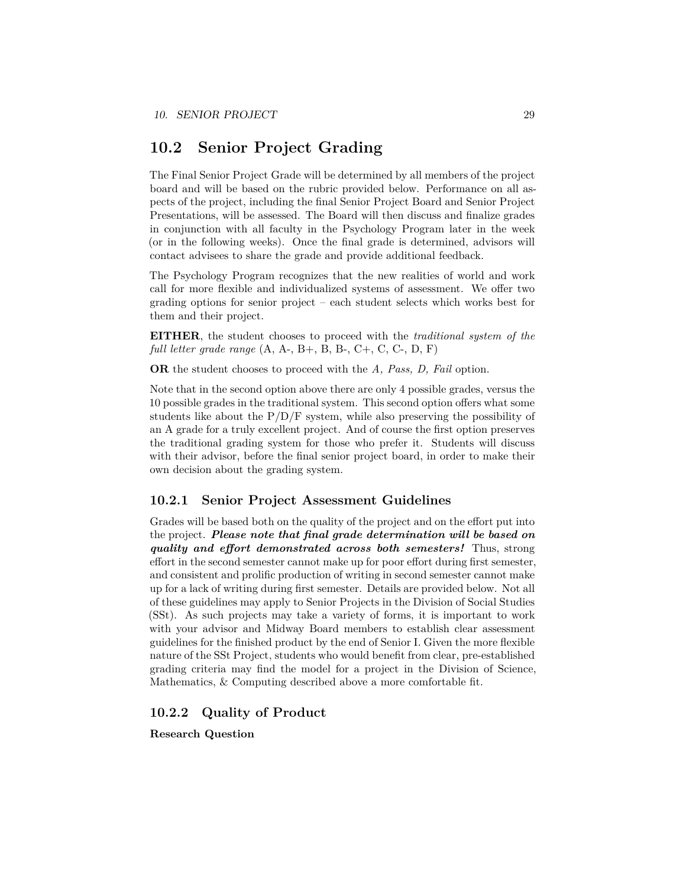## 10.2 Senior Project Grading

The Final Senior Project Grade will be determined by all members of the project board and will be based on the rubric provided below. Performance on all aspects of the project, including the final Senior Project Board and Senior Project Presentations, will be assessed. The Board will then discuss and finalize grades in conjunction with all faculty in the Psychology Program later in the week (or in the following weeks). Once the final grade is determined, advisors will contact advisees to share the grade and provide additional feedback.

The Psychology Program recognizes that the new realities of world and work call for more flexible and individualized systems of assessment. We offer two grading options for senior project – each student selects which works best for them and their project.

**EITHER**, the student chooses to proceed with the *traditional system of the full letter grade range* (A, A-, B+, B, B-, C+, C, C-, D, F)

**OR** the student chooses to proceed with the *A, Pass, D, Fail* option.

Note that in the second option above there are only 4 possible grades, versus the 10 possible grades in the traditional system. This second option offers what some students like about the P/D/F system, while also preserving the possibility of an A grade for a truly excellent project. And of course the first option preserves the traditional grading system for those who prefer it. Students will discuss with their advisor, before the final senior project board, in order to make their own decision about the grading system.

### 10.2.1 Senior Project Assessment Guidelines

Grades will be based both on the quality of the project and on the effort put into the project. ***Please note that final grade determination will be based on quality and effort demonstrated across both semesters!*** Thus, strong effort in the second semester cannot make up for poor effort during first semester, and consistent and prolific production of writing in second semester cannot make up for a lack of writing during first semester. Details are provided below. Not all of these guidelines may apply to Senior Projects in the Division of Social Studies (SSt). As such projects may take a variety of forms, it is important to work with your advisor and Midway Board members to establish clear assessment guidelines for the finished product by the end of Senior I. Given the more flexible nature of the SSt Project, students who would benefit from clear, pre-established grading criteria may find the model for a project in the Division of Science, Mathematics, & Computing described above a more comfortable fit.

### 10.2.2 Quality of Product

**Research Question**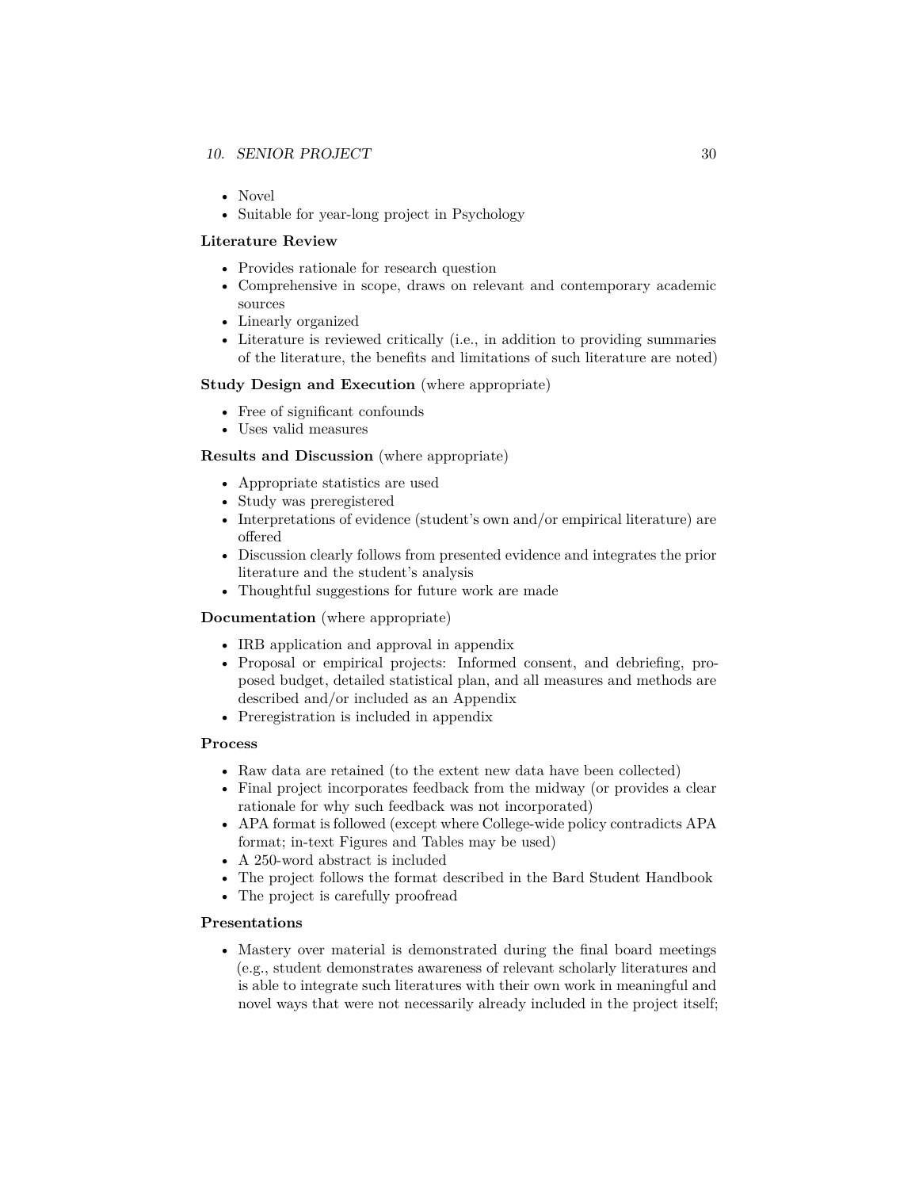- Novel
- Suitable for year-long project in Psychology

**Literature Review**

- Provides rationale for research question
- Comprehensive in scope, draws on relevant and contemporary academic sources
- Linearly organized
- Literature is reviewed critically (i.e., in addition to providing summaries of the literature, the benefits and limitations of such literature are noted)

**Study Design and Execution** (where appropriate)

- Free of significant confounds
- Uses valid measures

**Results and Discussion** (where appropriate)

- Appropriate statistics are used
- Study was preregistered
- Interpretations of evidence (student's own and/or empirical literature) are offered
- Discussion clearly follows from presented evidence and integrates the prior literature and the student's analysis
- Thoughtful suggestions for future work are made

**Documentation** (where appropriate)

- IRB application and approval in appendix
- Proposal or empirical projects: Informed consent, and debriefing, proposed budget, detailed statistical plan, and all measures and methods are described and/or included as an Appendix
- Preregistration is included in appendix

**Process**

- Raw data are retained (to the extent new data have been collected)
- Final project incorporates feedback from the midway (or provides a clear rationale for why such feedback was not incorporated)
- APA format is followed (except where College-wide policy contradicts APA format; in-text Figures and Tables may be used)
- A 250-word abstract is included
- The project follows the format described in the Bard Student Handbook
- The project is carefully proofread

**Presentations**

- Mastery over material is demonstrated during the final board meetings (e.g., student demonstrates awareness of relevant scholarly literatures and is able to integrate such literatures with their own work in meaningful and novel ways that were not necessarily already included in the project itself;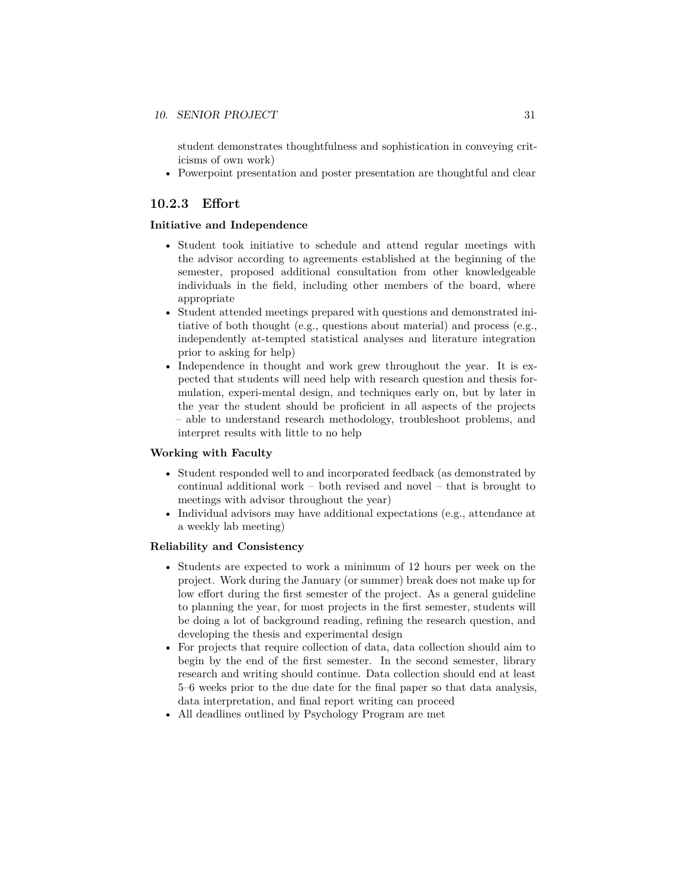student demonstrates thoughtfulness and sophistication in conveying criticisms of own work)

- Powerpoint presentation and poster presentation are thoughtful and clear

### 10.2.3 Effort

**Initiative and Independence**

- Student took initiative to schedule and attend regular meetings with the advisor according to agreements established at the beginning of the semester, proposed additional consultation from other knowledgeable individuals in the field, including other members of the board, where appropriate
- Student attended meetings prepared with questions and demonstrated initiative of both thought (e.g., questions about material) and process (e.g., independently at-tempted statistical analyses and literature integration prior to asking for help)
- Independence in thought and work grew throughout the year. It is expected that students will need help with research question and thesis formulation, experi-mental design, and techniques early on, but by later in the year the student should be proficient in all aspects of the projects – able to understand research methodology, troubleshoot problems, and interpret results with little to no help

**Working with Faculty**

- Student responded well to and incorporated feedback (as demonstrated by continual additional work – both revised and novel – that is brought to meetings with advisor throughout the year)
- Individual advisors may have additional expectations (e.g., attendance at a weekly lab meeting)

**Reliability and Consistency**

- Students are expected to work a minimum of 12 hours per week on the project. Work during the January (or summer) break does not make up for low effort during the first semester of the project. As a general guideline to planning the year, for most projects in the first semester, students will be doing a lot of background reading, refining the research question, and developing the thesis and experimental design
- For projects that require collection of data, data collection should aim to begin by the end of the first semester. In the second semester, library research and writing should continue. Data collection should end at least 5–6 weeks prior to the due date for the final paper so that data analysis, data interpretation, and final report writing can proceed
- All deadlines outlined by Psychology Program are met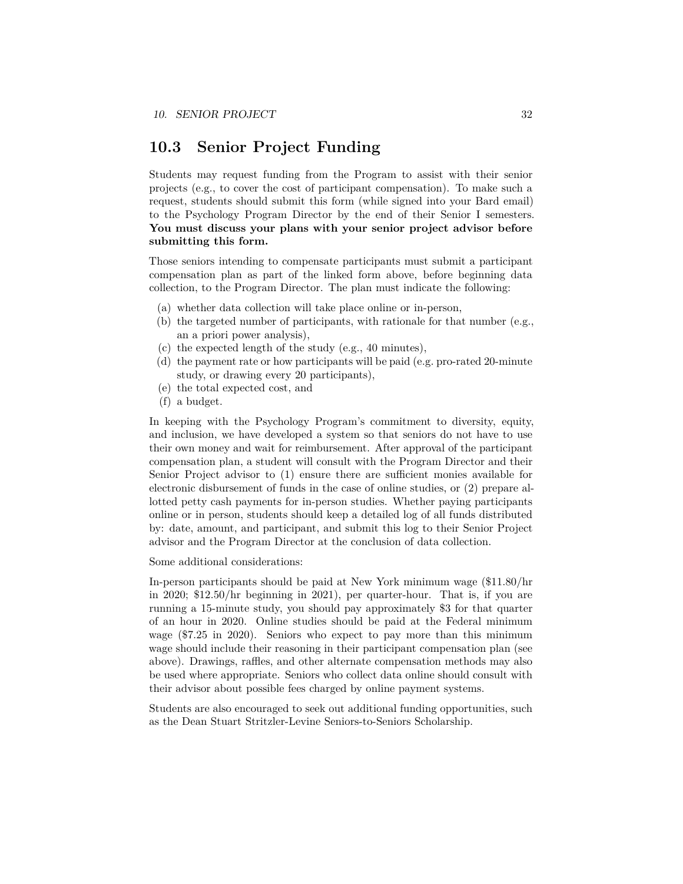## 10.3 Senior Project Funding

Students may request funding from the Program to assist with their senior projects (e.g., to cover the cost of participant compensation). To make such a request, students should submit this form (while signed into your Bard email) to the Psychology Program Director by the end of their Senior I semesters. **You must discuss your plans with your senior project advisor before submitting this form.**

Those seniors intending to compensate participants must submit a participant compensation plan as part of the linked form above, before beginning data collection, to the Program Director. The plan must indicate the following:

(a) whether data collection will take place online or in-person,
(b) the targeted number of participants, with rationale for that number (e.g., an a priori power analysis),
(c) the expected length of the study (e.g., 40 minutes),
(d) the payment rate or how participants will be paid (e.g. pro-rated 20-minute study, or drawing every 20 participants),
(e) the total expected cost, and
(f) a budget.

In keeping with the Psychology Program's commitment to diversity, equity, and inclusion, we have developed a system so that seniors do not have to use their own money and wait for reimbursement. After approval of the participant compensation plan, a student will consult with the Program Director and their Senior Project advisor to (1) ensure there are sufficient monies available for electronic disbursement of funds in the case of online studies, or (2) prepare allotted petty cash payments for in-person studies. Whether paying participants online or in person, students should keep a detailed log of all funds distributed by: date, amount, and participant, and submit this log to their Senior Project advisor and the Program Director at the conclusion of data collection.

Some additional considerations:

In-person participants should be paid at New York minimum wage ($11.80/hr in 2020; $12.50/hr beginning in 2021), per quarter-hour. That is, if you are running a 15-minute study, you should pay approximately $3 for that quarter of an hour in 2020. Online studies should be paid at the Federal minimum wage ($7.25 in 2020). Seniors who expect to pay more than this minimum wage should include their reasoning in their participant compensation plan (see above). Drawings, raffles, and other alternate compensation methods may also be used where appropriate. Seniors who collect data online should consult with their advisor about possible fees charged by online payment systems.

Students are also encouraged to seek out additional funding opportunities, such as the Dean Stuart Stritzler-Levine Seniors-to-Seniors Scholarship.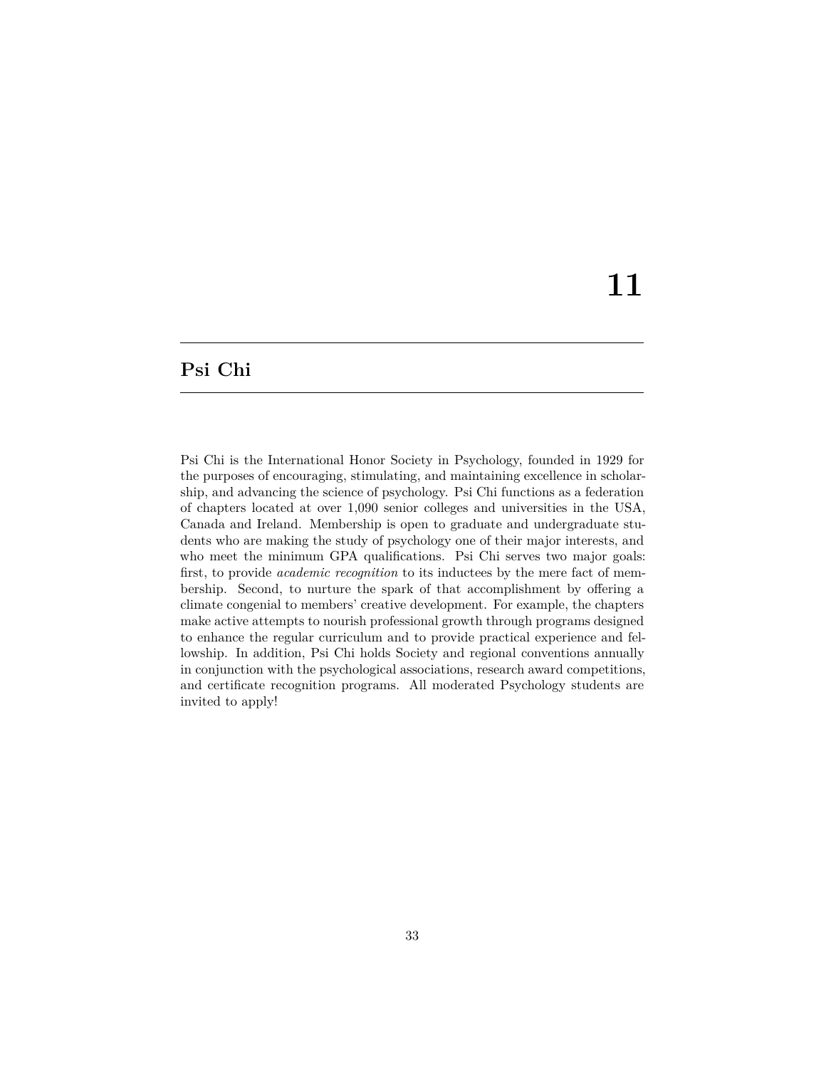# 11

## Psi Chi

Psi Chi is the International Honor Society in Psychology, founded in 1929 for the purposes of encouraging, stimulating, and maintaining excellence in scholarship, and advancing the science of psychology. Psi Chi functions as a federation of chapters located at over 1,090 senior colleges and universities in the USA, Canada and Ireland. Membership is open to graduate and undergraduate students who are making the study of psychology one of their major interests, and who meet the minimum GPA qualifications. Psi Chi serves two major goals: first, to provide *academic recognition* to its inductees by the mere fact of membership. Second, to nurture the spark of that accomplishment by offering a climate congenial to members' creative development. For example, the chapters make active attempts to nourish professional growth through programs designed to enhance the regular curriculum and to provide practical experience and fellowship. In addition, Psi Chi holds Society and regional conventions annually in conjunction with the psychological associations, research award competitions, and certificate recognition programs. All moderated Psychology students are invited to apply!